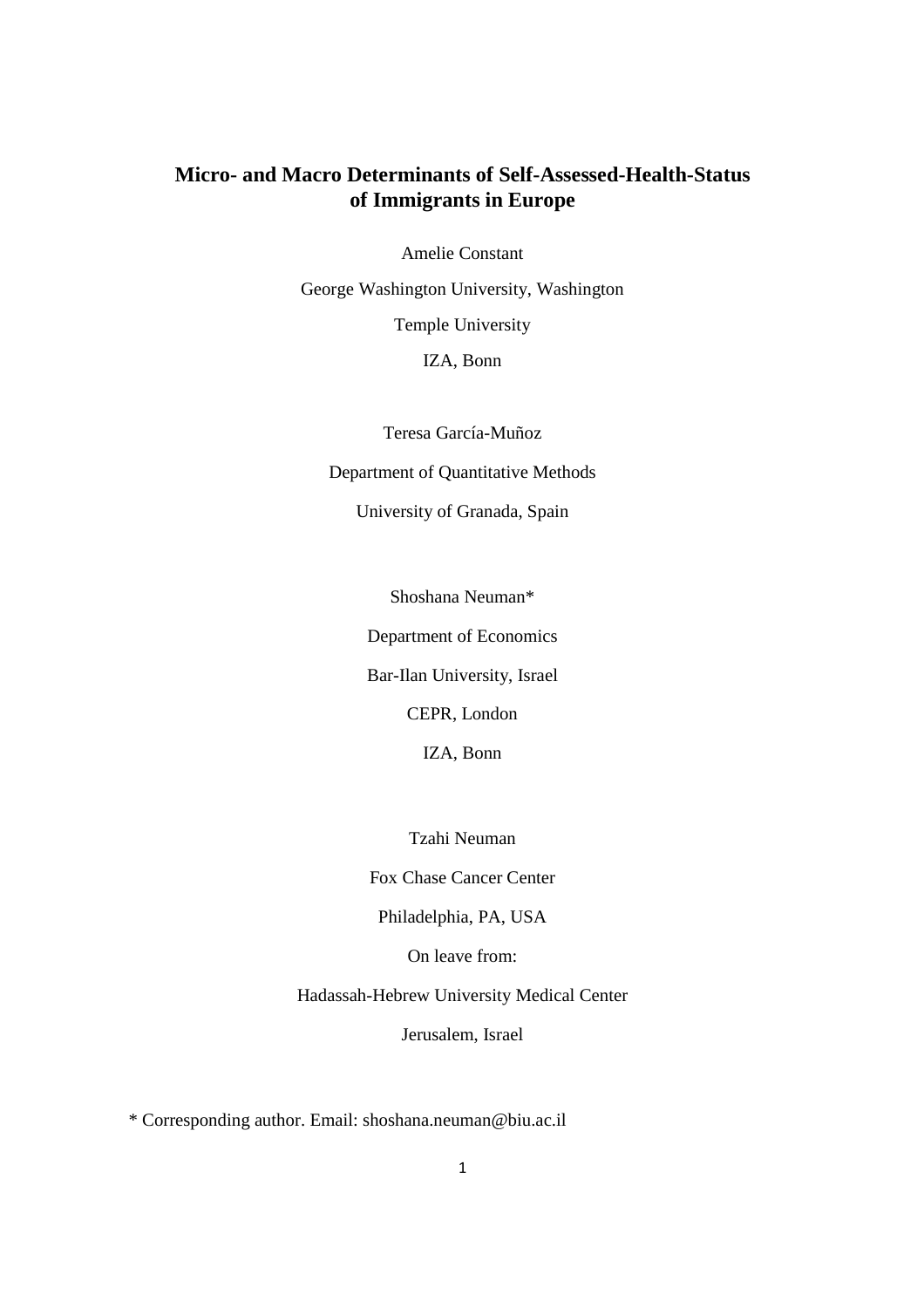# Micro- and Macro Determinants of Self-Assessed-Health-Status of Immigrants in Europe

Amelie Constant

George Washington University, Washington

Temple University

IZA, Bonn

Teresa García-Muñoz

Department of Quantitative Methods

University of Granada, Spain

Shoshana Neuman*

Department of Economics

Bar-Ilan University, Israel

CEPR, London

IZA, Bonn

Tzahi Neuman

Fox Chase Cancer Center

Philadelphia, PA, USA

On leave from:

Hadassah-Hebrew University Medical Center

Jerusalem, Israel

* Corresponding author. Email: shoshana.neuman@biu.ac.il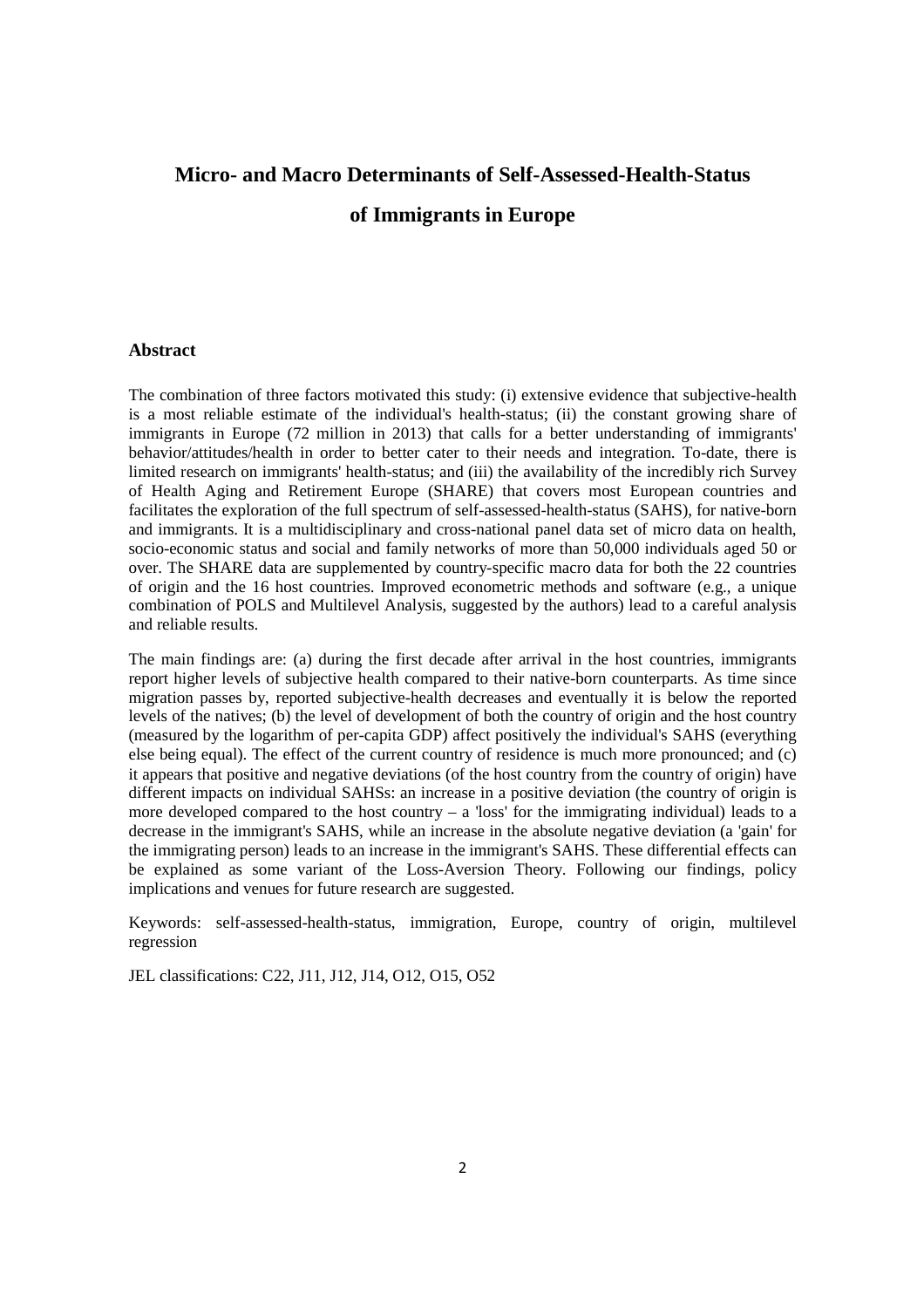# Micro- and Macro Determinants of Self-Assessed-Health-Status of Immigrants in Europe

## Abstract

The combination of three factors motivated this study: (i) extensive evidence that subjective-health is a most reliable estimate of the individual's health-status; (ii) the constant growing share of immigrants in Europe (72 million in 2013) that calls for a better understanding of immigrants' behavior/attitudes/health in order to better cater to their needs and integration. To-date, there is limited research on immigrants' health-status; and (iii) the availability of the incredibly rich Survey of Health Aging and Retirement Europe (SHARE) that covers most European countries and facilitates the exploration of the full spectrum of self-assessed-health-status (SAHS), for native-born and immigrants. It is a multidisciplinary and cross-national panel data set of micro data on health, socio-economic status and social and family networks of more than 50,000 individuals aged 50 or over. The SHARE data are supplemented by country-specific macro data for both the 22 countries of origin and the 16 host countries. Improved econometric methods and software (e.g., a unique combination of POLS and Multilevel Analysis, suggested by the authors) lead to a careful analysis and reliable results.

The main findings are: (a) during the first decade after arrival in the host countries, immigrants report higher levels of subjective health compared to their native-born counterparts. As time since migration passes by, reported subjective-health decreases and eventually it is below the reported levels of the natives; (b) the level of development of both the country of origin and the host country (measured by the logarithm of per-capita GDP) affect positively the individual's SAHS (everything else being equal). The effect of the current country of residence is much more pronounced; and (c) it appears that positive and negative deviations (of the host country from the country of origin) have different impacts on individual SAHSs: an increase in a positive deviation (the country of origin is more developed compared to the host country – a 'loss' for the immigrating individual) leads to a decrease in the immigrant's SAHS, while an increase in the absolute negative deviation (a 'gain' for the immigrating person) leads to an increase in the immigrant's SAHS. These differential effects can be explained as some variant of the Loss-Aversion Theory. Following our findings, policy implications and venues for future research are suggested.

Keywords: self-assessed-health-status, immigration, Europe, country of origin, multilevel regression

JEL classifications: C22, J11, J12, J14, O12, O15, O52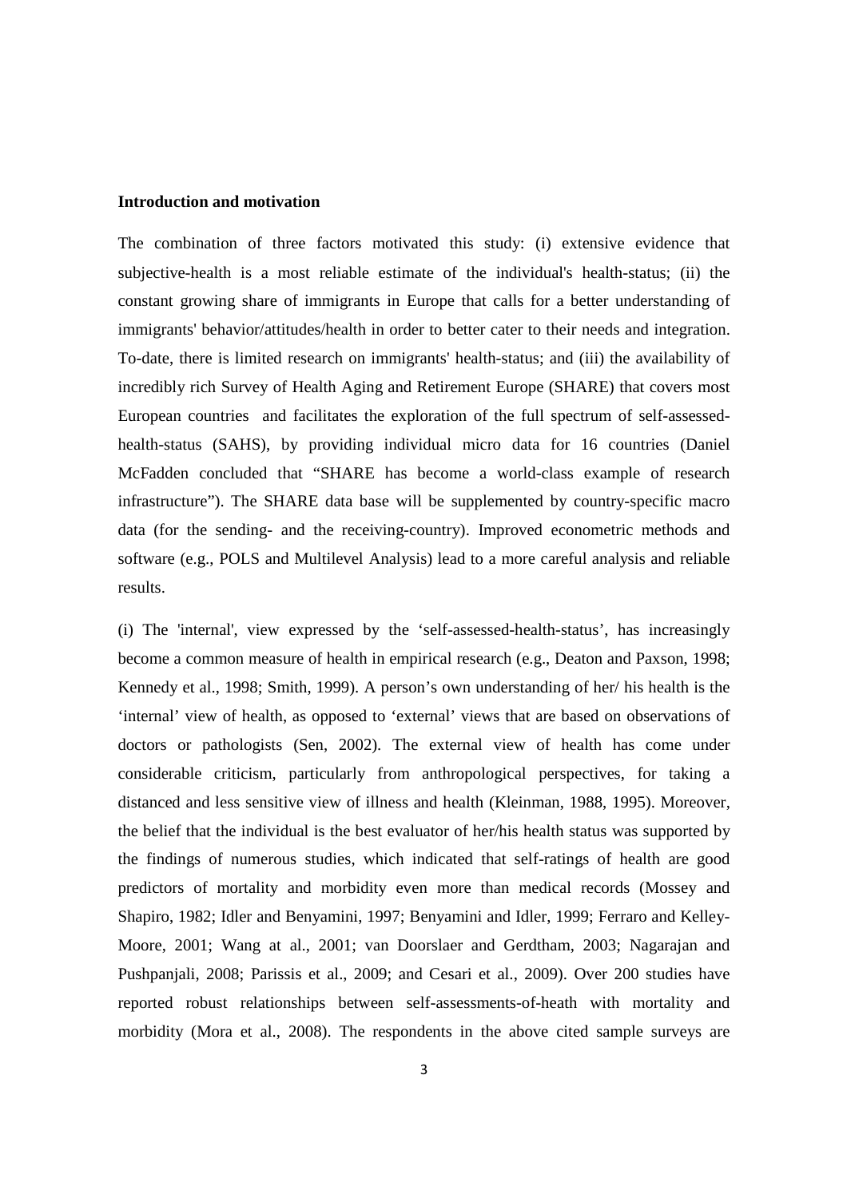**Introduction and motivation**

The combination of three factors motivated this study: (i) extensive evidence that subjective-health is a most reliable estimate of the individual's health-status; (ii) the constant growing share of immigrants in Europe that calls for a better understanding of immigrants' behavior/attitudes/health in order to better cater to their needs and integration. To-date, there is limited research on immigrants' health-status; and (iii) the availability of incredibly rich Survey of Health Aging and Retirement Europe (SHARE) that covers most European countries and facilitates the exploration of the full spectrum of self-assessed-health-status (SAHS), by providing individual micro data for 16 countries (Daniel McFadden concluded that "SHARE has become a world-class example of research infrastructure"). The SHARE data base will be supplemented by country-specific macro data (for the sending- and the receiving-country). Improved econometric methods and software (e.g., POLS and Multilevel Analysis) lead to a more careful analysis and reliable results.

(i) The 'internal', view expressed by the 'self-assessed-health-status', has increasingly become a common measure of health in empirical research (e.g., Deaton and Paxson, 1998; Kennedy et al., 1998; Smith, 1999). A person's own understanding of her/ his health is the 'internal' view of health, as opposed to 'external' views that are based on observations of doctors or pathologists (Sen, 2002). The external view of health has come under considerable criticism, particularly from anthropological perspectives, for taking a distanced and less sensitive view of illness and health (Kleinman, 1988, 1995). Moreover, the belief that the individual is the best evaluator of her/his health status was supported by the findings of numerous studies, which indicated that self-ratings of health are good predictors of mortality and morbidity even more than medical records (Mossey and Shapiro, 1982; Idler and Benyamini, 1997; Benyamini and Idler, 1999; Ferraro and Kelley-Moore, 2001; Wang at al., 2001; van Doorslaer and Gerdtham, 2003; Nagarajan and Pushpanjali, 2008; Parissis et al., 2009; and Cesari et al., 2009). Over 200 studies have reported robust relationships between self-assessments-of-heath with mortality and morbidity (Mora et al., 2008). The respondents in the above cited sample surveys are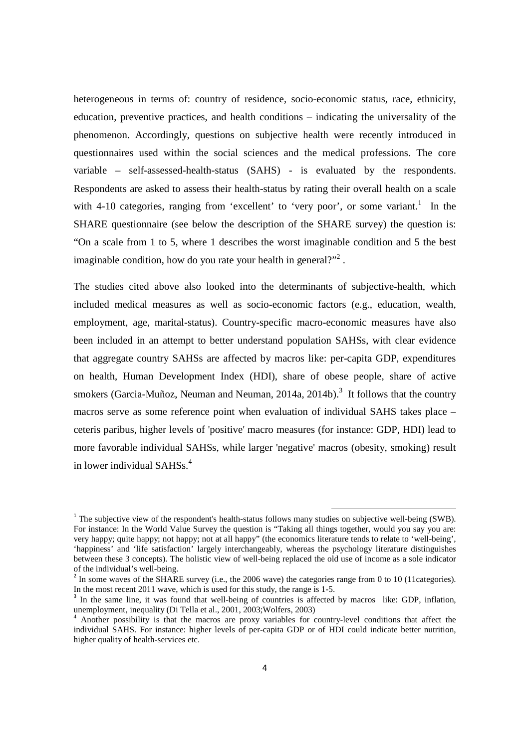heterogeneous in terms of: country of residence, socio-economic status, race, ethnicity, education, preventive practices, and health conditions – indicating the universality of the phenomenon. Accordingly, questions on subjective health were recently introduced in questionnaires used within the social sciences and the medical professions. The core variable – self-assessed-health-status (SAHS) - is evaluated by the respondents. Respondents are asked to assess their health-status by rating their overall health on a scale with 4-10 categories, ranging from 'excellent' to 'very poor', or some variant.[1] In the SHARE questionnaire (see below the description of the SHARE survey) the question is: "On a scale from 1 to 5, where 1 describes the worst imaginable condition and 5 the best imaginable condition, how do you rate your health in general?"[2] .

The studies cited above also looked into the determinants of subjective-health, which included medical measures as well as socio-economic factors (e.g., education, wealth, employment, age, marital-status). Country-specific macro-economic measures have also been included in an attempt to better understand population SAHSs, with clear evidence that aggregate country SAHSs are affected by macros like: per-capita GDP, expenditures on health, Human Development Index (HDI), share of obese people, share of active smokers (Garcia-Muñoz, Neuman and Neuman, 2014a, 2014b).[3] It follows that the country macros serve as some reference point when evaluation of individual SAHS takes place – ceteris paribus, higher levels of 'positive' macro measures (for instance: GDP, HDI) lead to more favorable individual SAHSs, while larger 'negative' macros (obesity, smoking) result in lower individual SAHSs.[4]

---

[1] The subjective view of the respondent's health-status follows many studies on subjective well-being (SWB). For instance: In the World Value Survey the question is "Taking all things together, would you say you are: very happy; quite happy; not happy; not at all happy" (the economics literature tends to relate to 'well-being', 'happiness' and 'life satisfaction' largely interchangeably, whereas the psychology literature distinguishes between these 3 concepts). The holistic view of well-being replaced the old use of income as a sole indicator of the individual's well-being.

[2] In some waves of the SHARE survey (i.e., the 2006 wave) the categories range from 0 to 10 (11categories). In the most recent 2011 wave, which is used for this study, the range is 1-5.

[3] In the same line, it was found that well-being of countries is affected by macros like: GDP, inflation, unemployment, inequality (Di Tella et al., 2001, 2003;Wolfers, 2003)

[4] Another possibility is that the macros are proxy variables for country-level conditions that affect the individual SAHS. For instance: higher levels of per-capita GDP or of HDI could indicate better nutrition, higher quality of health-services etc.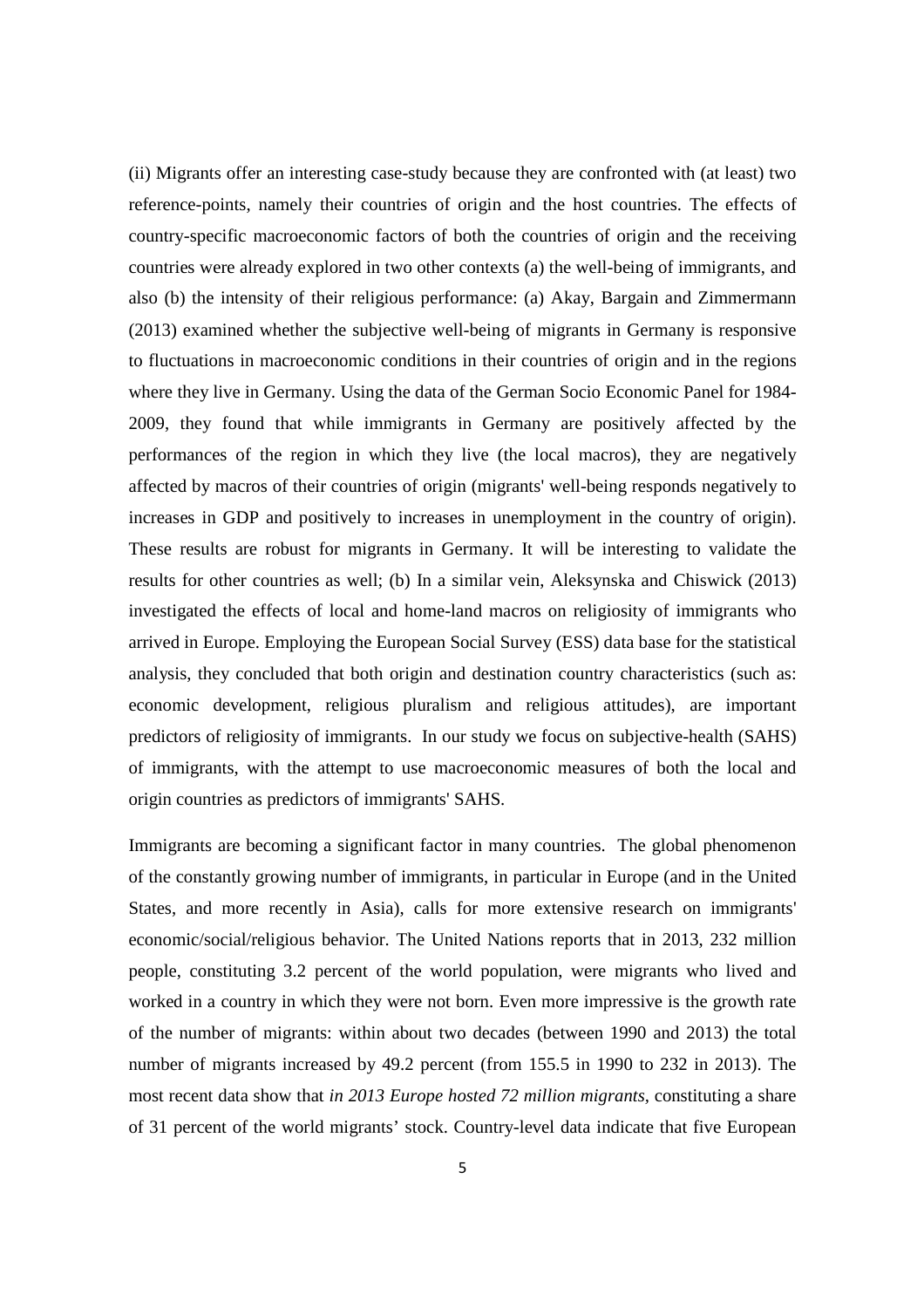(ii) Migrants offer an interesting case-study because they are confronted with (at least) two reference-points, namely their countries of origin and the host countries. The effects of country-specific macroeconomic factors of both the countries of origin and the receiving countries were already explored in two other contexts (a) the well-being of immigrants, and also (b) the intensity of their religious performance: (a) Akay, Bargain and Zimmermann (2013) examined whether the subjective well-being of migrants in Germany is responsive to fluctuations in macroeconomic conditions in their countries of origin and in the regions where they live in Germany. Using the data of the German Socio Economic Panel for 1984-2009, they found that while immigrants in Germany are positively affected by the performances of the region in which they live (the local macros), they are negatively affected by macros of their countries of origin (migrants' well-being responds negatively to increases in GDP and positively to increases in unemployment in the country of origin). These results are robust for migrants in Germany. It will be interesting to validate the results for other countries as well; (b) In a similar vein, Aleksynska and Chiswick (2013) investigated the effects of local and home-land macros on religiosity of immigrants who arrived in Europe. Employing the European Social Survey (ESS) data base for the statistical analysis, they concluded that both origin and destination country characteristics (such as: economic development, religious pluralism and religious attitudes), are important predictors of religiosity of immigrants. In our study we focus on subjective-health (SAHS) of immigrants, with the attempt to use macroeconomic measures of both the local and origin countries as predictors of immigrants' SAHS.

Immigrants are becoming a significant factor in many countries. The global phenomenon of the constantly growing number of immigrants, in particular in Europe (and in the United States, and more recently in Asia), calls for more extensive research on immigrants' economic/social/religious behavior. The United Nations reports that in 2013, 232 million people, constituting 3.2 percent of the world population, were migrants who lived and worked in a country in which they were not born. Even more impressive is the growth rate of the number of migrants: within about two decades (between 1990 and 2013) the total number of migrants increased by 49.2 percent (from 155.5 in 1990 to 232 in 2013). The most recent data show that *in 2013 Europe hosted 72 million migrants*, constituting a share of 31 percent of the world migrants' stock. Country-level data indicate that five European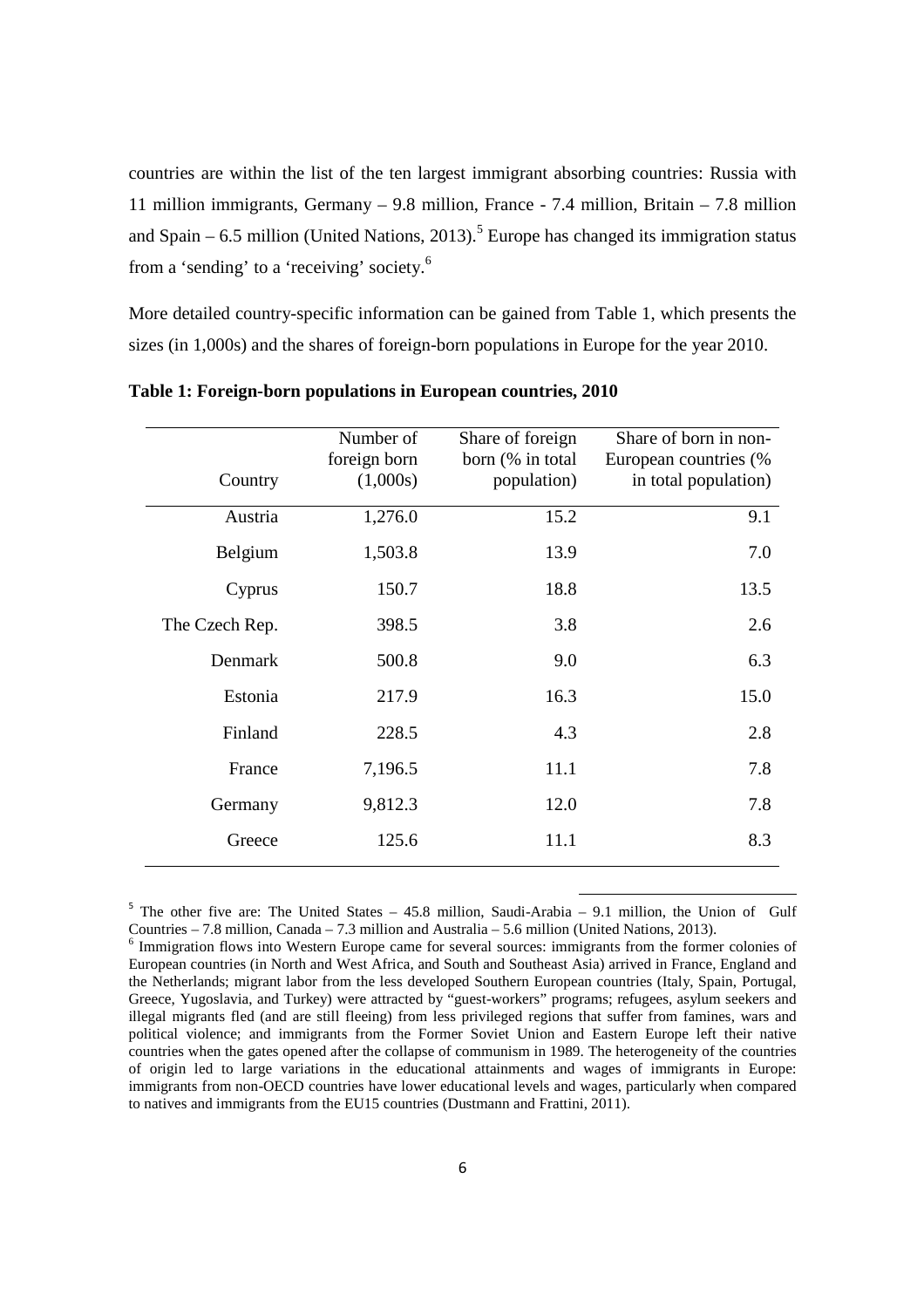countries are within the list of the ten largest immigrant absorbing countries: Russia with 11 million immigrants, Germany – 9.8 million, France - 7.4 million, Britain – 7.8 million and Spain – 6.5 million (United Nations, 2013).[5] Europe has changed its immigration status from a 'sending' to a 'receiving' society.[6]

More detailed country-specific information can be gained from Table 1, which presents the sizes (in 1,000s) and the shares of foreign-born populations in Europe for the year 2010.

**Table 1: Foreign-born populations in European countries, 2010**

| Country | Number of foreign born (1,000s) | Share of foreign born (% in total population) | Share of born in non-European countries (% in total population) |
|---|---|---|---|
| Austria | 1,276.0 | 15.2 | 9.1 |
| Belgium | 1,503.8 | 13.9 | 7.0 |
| Cyprus | 150.7 | 18.8 | 13.5 |
| The Czech Rep. | 398.5 | 3.8 | 2.6 |
| Denmark | 500.8 | 9.0 | 6.3 |
| Estonia | 217.9 | 16.3 | 15.0 |
| Finland | 228.5 | 4.3 | 2.8 |
| France | 7,196.5 | 11.1 | 7.8 |
| Germany | 9,812.3 | 12.0 | 7.8 |
| Greece | 125.6 | 11.1 | 8.3 |

[5] The other five are: The United States – 45.8 million, Saudi-Arabia – 9.1 million, the Union of Gulf Countries – 7.8 million, Canada – 7.3 million and Australia – 5.6 million (United Nations, 2013).

[6] Immigration flows into Western Europe came for several sources: immigrants from the former colonies of European countries (in North and West Africa, and South and Southeast Asia) arrived in France, England and the Netherlands; migrant labor from the less developed Southern European countries (Italy, Spain, Portugal, Greece, Yugoslavia, and Turkey) were attracted by "guest-workers" programs; refugees, asylum seekers and illegal migrants fled (and are still fleeing) from less privileged regions that suffer from famines, wars and political violence; and immigrants from the Former Soviet Union and Eastern Europe left their native countries when the gates opened after the collapse of communism in 1989. The heterogeneity of the countries of origin led to large variations in the educational attainments and wages of immigrants in Europe: immigrants from non-OECD countries have lower educational levels and wages, particularly when compared to natives and immigrants from the EU15 countries (Dustmann and Frattini, 2011).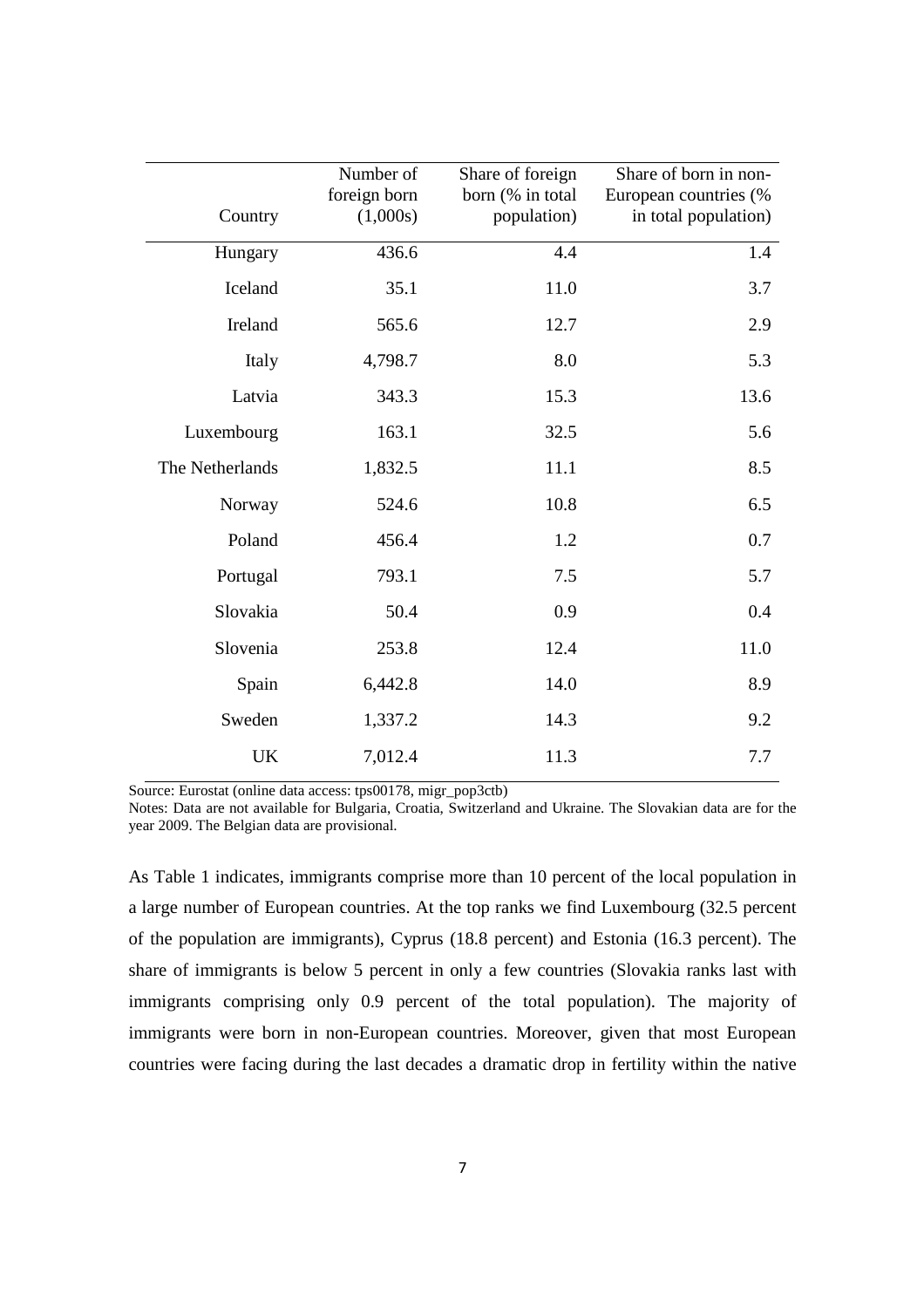| Country | Number of foreign born (1,000s) | Share of foreign born (% in total population) | Share of born in non-European countries (% in total population) |
|---|---|---|---|
| Hungary | 436.6 | 4.4 | 1.4 |
| Iceland | 35.1 | 11.0 | 3.7 |
| Ireland | 565.6 | 12.7 | 2.9 |
| Italy | 4,798.7 | 8.0 | 5.3 |
| Latvia | 343.3 | 15.3 | 13.6 |
| Luxembourg | 163.1 | 32.5 | 5.6 |
| The Netherlands | 1,832.5 | 11.1 | 8.5 |
| Norway | 524.6 | 10.8 | 6.5 |
| Poland | 456.4 | 1.2 | 0.7 |
| Portugal | 793.1 | 7.5 | 5.7 |
| Slovakia | 50.4 | 0.9 | 0.4 |
| Slovenia | 253.8 | 12.4 | 11.0 |
| Spain | 6,442.8 | 14.0 | 8.9 |
| Sweden | 1,337.2 | 14.3 | 9.2 |
| UK | 7,012.4 | 11.3 | 7.7 |

Source: Eurostat (online data access: tps00178, migr_pop3ctb)

Notes: Data are not available for Bulgaria, Croatia, Switzerland and Ukraine. The Slovakian data are for the year 2009. The Belgian data are provisional.

As Table 1 indicates, immigrants comprise more than 10 percent of the local population in a large number of European countries. At the top ranks we find Luxembourg (32.5 percent of the population are immigrants), Cyprus (18.8 percent) and Estonia (16.3 percent). The share of immigrants is below 5 percent in only a few countries (Slovakia ranks last with immigrants comprising only 0.9 percent of the total population). The majority of immigrants were born in non-European countries. Moreover, given that most European countries were facing during the last decades a dramatic drop in fertility within the native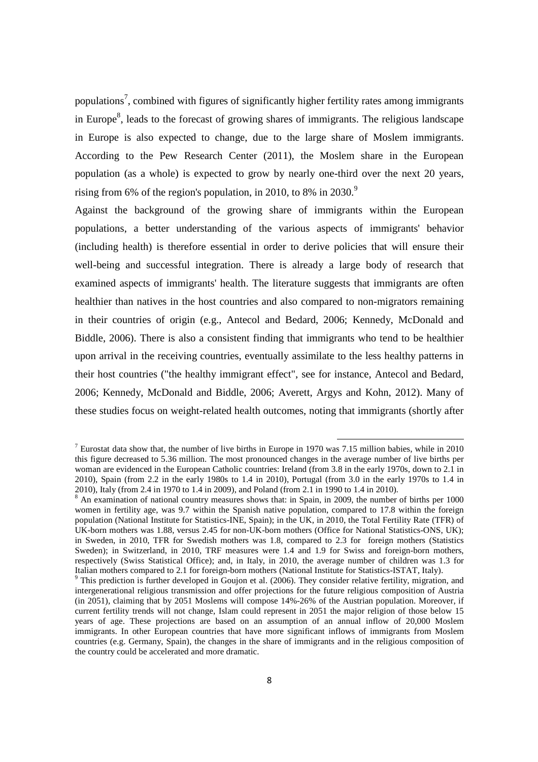populations[7], combined with figures of significantly higher fertility rates among immigrants in Europe[8], leads to the forecast of growing shares of immigrants. The religious landscape in Europe is also expected to change, due to the large share of Moslem immigrants. According to the Pew Research Center (2011), the Moslem share in the European population (as a whole) is expected to grow by nearly one-third over the next 20 years, rising from 6% of the region's population, in 2010, to 8% in 2030.[9]

Against the background of the growing share of immigrants within the European populations, a better understanding of the various aspects of immigrants' behavior (including health) is therefore essential in order to derive policies that will ensure their well-being and successful integration. There is already a large body of research that examined aspects of immigrants' health. The literature suggests that immigrants are often healthier than natives in the host countries and also compared to non-migrators remaining in their countries of origin (e.g., Antecol and Bedard, 2006; Kennedy, McDonald and Biddle, 2006). There is also a consistent finding that immigrants who tend to be healthier upon arrival in the receiving countries, eventually assimilate to the less healthy patterns in their host countries ("the healthy immigrant effect", see for instance, Antecol and Bedard, 2006; Kennedy, McDonald and Biddle, 2006; Averett, Argys and Kohn, 2012). Many of these studies focus on weight-related health outcomes, noting that immigrants (shortly after

---

[7] Eurostat data show that, the number of live births in Europe in 1970 was 7.15 million babies, while in 2010 this figure decreased to 5.36 million. The most pronounced changes in the average number of live births per woman are evidenced in the European Catholic countries: Ireland (from 3.8 in the early 1970s, down to 2.1 in 2010), Spain (from 2.2 in the early 1980s to 1.4 in 2010), Portugal (from 3.0 in the early 1970s to 1.4 in 2010), Italy (from 2.4 in 1970 to 1.4 in 2009), and Poland (from 2.1 in 1990 to 1.4 in 2010).

[8] An examination of national country measures shows that: in Spain, in 2009, the number of births per 1000 women in fertility age, was 9.7 within the Spanish native population, compared to 17.8 within the foreign population (National Institute for Statistics-INE, Spain); in the UK, in 2010, the Total Fertility Rate (TFR) of UK-born mothers was 1.88, versus 2.45 for non-UK-born mothers (Office for National Statistics-ONS, UK); in Sweden, in 2010, TFR for Swedish mothers was 1.8, compared to 2.3 for foreign mothers (Statistics Sweden); in Switzerland, in 2010, TRF measures were 1.4 and 1.9 for Swiss and foreign-born mothers, respectively (Swiss Statistical Office); and, in Italy, in 2010, the average number of children was 1.3 for Italian mothers compared to 2.1 for foreign-born mothers (National Institute for Statistics-ISTAT, Italy).

[9] This prediction is further developed in Goujon et al. (2006). They consider relative fertility, migration, and intergenerational religious transmission and offer projections for the future religious composition of Austria (in 2051), claiming that by 2051 Moslems will compose 14%-26% of the Austrian population. Moreover, if current fertility trends will not change, Islam could represent in 2051 the major religion of those below 15 years of age. These projections are based on an assumption of an annual inflow of 20,000 Moslem immigrants. In other European countries that have more significant inflows of immigrants from Moslem countries (e.g. Germany, Spain), the changes in the share of immigrants and in the religious composition of the country could be accelerated and more dramatic.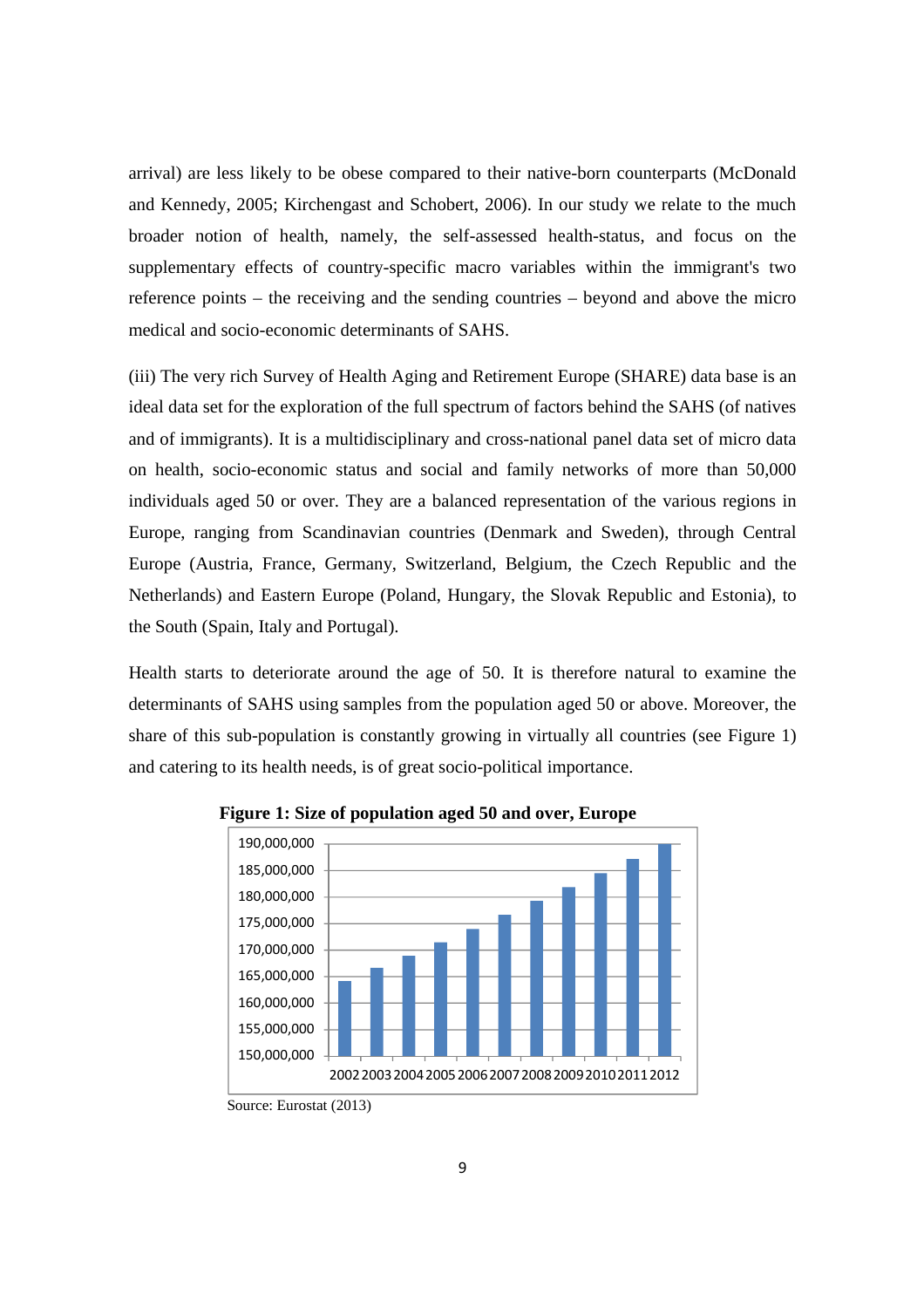arrival) are less likely to be obese compared to their native-born counterparts (McDonald and Kennedy, 2005; Kirchengast and Schobert, 2006). In our study we relate to the much broader notion of health, namely, the self-assessed health-status, and focus on the supplementary effects of country-specific macro variables within the immigrant's two reference points – the receiving and the sending countries – beyond and above the micro medical and socio-economic determinants of SAHS.

(iii) The very rich Survey of Health Aging and Retirement Europe (SHARE) data base is an ideal data set for the exploration of the full spectrum of factors behind the SAHS (of natives and of immigrants). It is a multidisciplinary and cross-national panel data set of micro data on health, socio-economic status and social and family networks of more than 50,000 individuals aged 50 or over. They are a balanced representation of the various regions in Europe, ranging from Scandinavian countries (Denmark and Sweden), through Central Europe (Austria, France, Germany, Switzerland, Belgium, the Czech Republic and the Netherlands) and Eastern Europe (Poland, Hungary, the Slovak Republic and Estonia), to the South (Spain, Italy and Portugal).

Health starts to deteriorate around the age of 50. It is therefore natural to examine the determinants of SAHS using samples from the population aged 50 or above. Moreover, the share of this sub-population is constantly growing in virtually all countries (see Figure 1) and catering to its health needs, is of great socio-political importance.

**Figure 1: Size of population aged 50 and over, Europe**

Source: Eurostat (2013)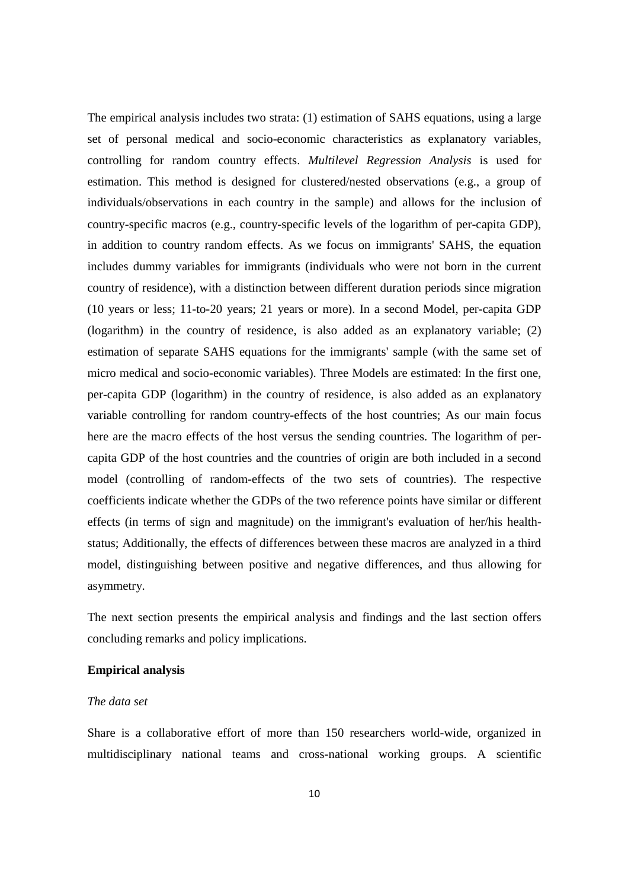The empirical analysis includes two strata: (1) estimation of SAHS equations, using a large set of personal medical and socio-economic characteristics as explanatory variables, controlling for random country effects. *Multilevel Regression Analysis* is used for estimation. This method is designed for clustered/nested observations (e.g., a group of individuals/observations in each country in the sample) and allows for the inclusion of country-specific macros (e.g., country-specific levels of the logarithm of per-capita GDP), in addition to country random effects. As we focus on immigrants' SAHS, the equation includes dummy variables for immigrants (individuals who were not born in the current country of residence), with a distinction between different duration periods since migration (10 years or less; 11-to-20 years; 21 years or more). In a second Model, per-capita GDP (logarithm) in the country of residence, is also added as an explanatory variable; (2) estimation of separate SAHS equations for the immigrants' sample (with the same set of micro medical and socio-economic variables). Three Models are estimated: In the first one, per-capita GDP (logarithm) in the country of residence, is also added as an explanatory variable controlling for random country-effects of the host countries; As our main focus here are the macro effects of the host versus the sending countries. The logarithm of per-capita GDP of the host countries and the countries of origin are both included in a second model (controlling of random-effects of the two sets of countries). The respective coefficients indicate whether the GDPs of the two reference points have similar or different effects (in terms of sign and magnitude) on the immigrant's evaluation of her/his health-status; Additionally, the effects of differences between these macros are analyzed in a third model, distinguishing between positive and negative differences, and thus allowing for asymmetry.

The next section presents the empirical analysis and findings and the last section offers concluding remarks and policy implications.

## Empirical analysis

### *The data set*

Share is a collaborative effort of more than 150 researchers world-wide, organized in multidisciplinary national teams and cross-national working groups. A scientific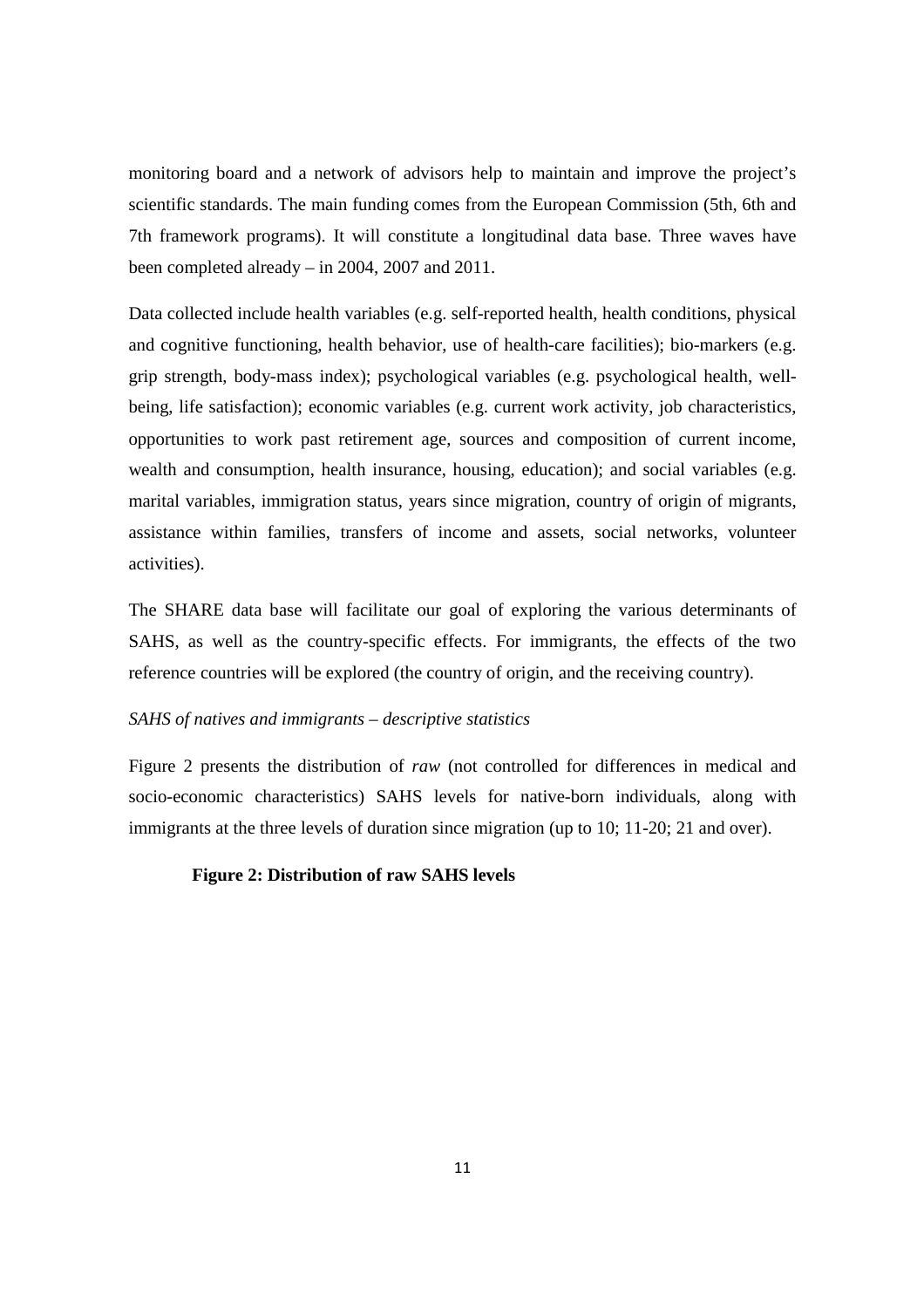monitoring board and a network of advisors help to maintain and improve the project's scientific standards. The main funding comes from the European Commission (5th, 6th and 7th framework programs). It will constitute a longitudinal data base. Three waves have been completed already – in 2004, 2007 and 2011.

Data collected include health variables (e.g. self-reported health, health conditions, physical and cognitive functioning, health behavior, use of health-care facilities); bio-markers (e.g. grip strength, body-mass index); psychological variables (e.g. psychological health, well-being, life satisfaction); economic variables (e.g. current work activity, job characteristics, opportunities to work past retirement age, sources and composition of current income, wealth and consumption, health insurance, housing, education); and social variables (e.g. marital variables, immigration status, years since migration, country of origin of migrants, assistance within families, transfers of income and assets, social networks, volunteer activities).

The SHARE data base will facilitate our goal of exploring the various determinants of SAHS, as well as the country-specific effects. For immigrants, the effects of the two reference countries will be explored (the country of origin, and the receiving country).

*SAHS of natives and immigrants – descriptive statistics*

Figure 2 presents the distribution of *raw* (not controlled for differences in medical and socio-economic characteristics) SAHS levels for native-born individuals, along with immigrants at the three levels of duration since migration (up to 10; 11-20; 21 and over).

**Figure 2: Distribution of raw SAHS levels**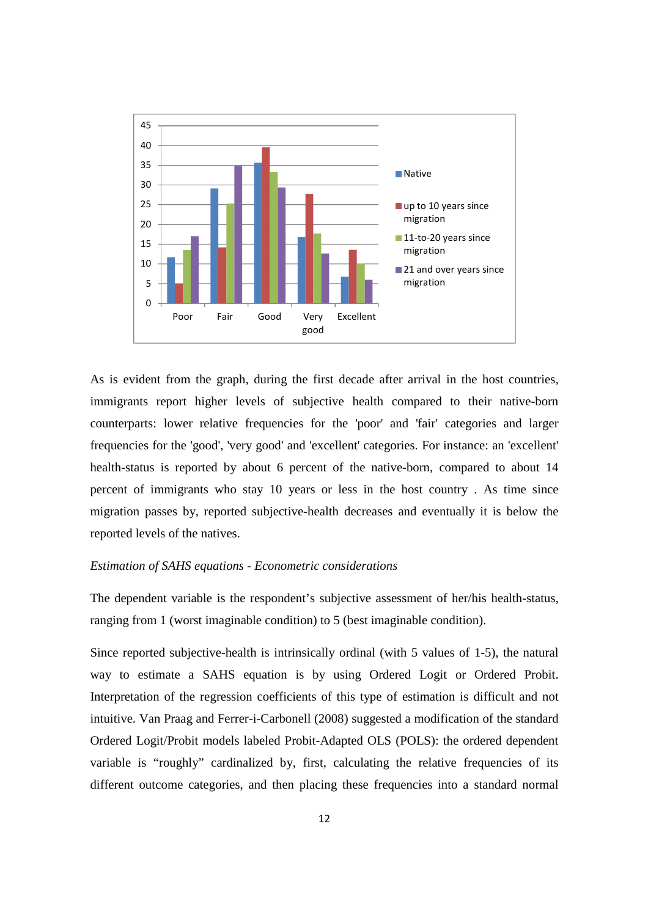As is evident from the graph, during the first decade after arrival in the host countries, immigrants report higher levels of subjective health compared to their native-born counterparts: lower relative frequencies for the 'poor' and 'fair' categories and larger frequencies for the 'good', 'very good' and 'excellent' categories. For instance: an 'excellent' health-status is reported by about 6 percent of the native-born, compared to about 14 percent of immigrants who stay 10 years or less in the host country . As time since migration passes by, reported subjective-health decreases and eventually it is below the reported levels of the natives.

*Estimation of SAHS equations - Econometric considerations*

The dependent variable is the respondent's subjective assessment of her/his health-status, ranging from 1 (worst imaginable condition) to 5 (best imaginable condition).

Since reported subjective-health is intrinsically ordinal (with 5 values of 1-5), the natural way to estimate a SAHS equation is by using Ordered Logit or Ordered Probit. Interpretation of the regression coefficients of this type of estimation is difficult and not intuitive. Van Praag and Ferrer-i-Carbonell (2008) suggested a modification of the standard Ordered Logit/Probit models labeled Probit-Adapted OLS (POLS): the ordered dependent variable is "roughly" cardinalized by, first, calculating the relative frequencies of its different outcome categories, and then placing these frequencies into a standard normal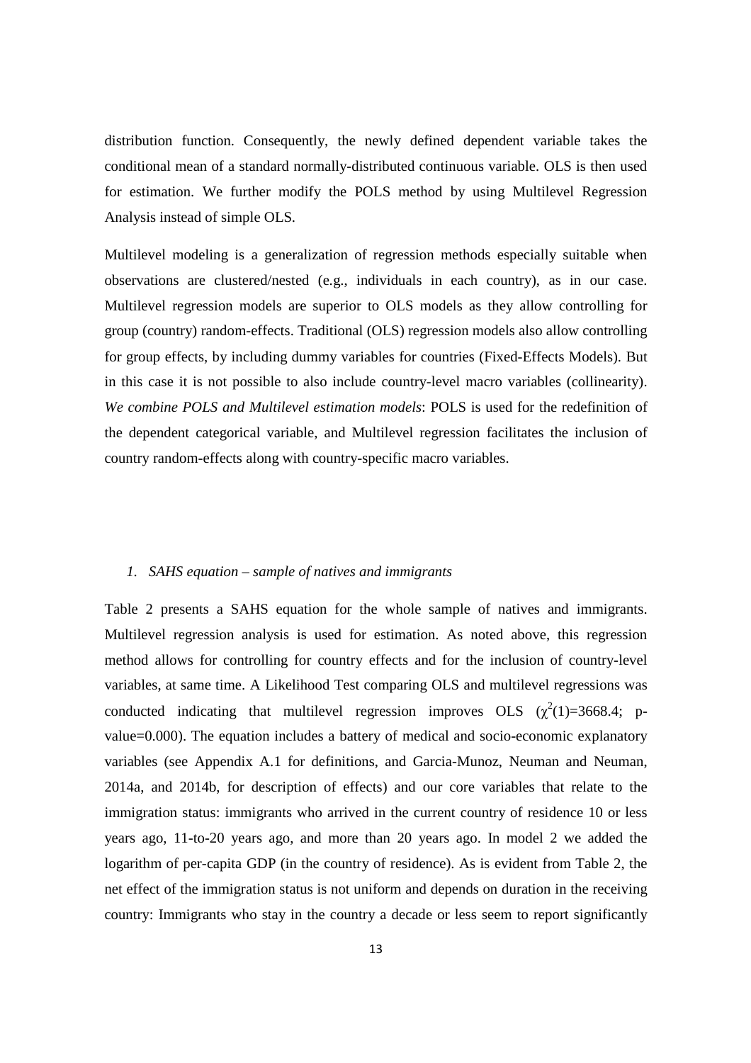distribution function. Consequently, the newly defined dependent variable takes the conditional mean of a standard normally-distributed continuous variable. OLS is then used for estimation. We further modify the POLS method by using Multilevel Regression Analysis instead of simple OLS.

Multilevel modeling is a generalization of regression methods especially suitable when observations are clustered/nested (e.g., individuals in each country), as in our case. Multilevel regression models are superior to OLS models as they allow controlling for group (country) random-effects. Traditional (OLS) regression models also allow controlling for group effects, by including dummy variables for countries (Fixed-Effects Models). But in this case it is not possible to also include country-level macro variables (collinearity). *We combine POLS and Multilevel estimation models*: POLS is used for the redefinition of the dependent categorical variable, and Multilevel regression facilitates the inclusion of country random-effects along with country-specific macro variables.

### *1. SAHS equation – sample of natives and immigrants*

Table 2 presents a SAHS equation for the whole sample of natives and immigrants. Multilevel regression analysis is used for estimation. As noted above, this regression method allows for controlling for country effects and for the inclusion of country-level variables, at same time. A Likelihood Test comparing OLS and multilevel regressions was conducted indicating that multilevel regression improves OLS ($\chi^2(1)$=3668.4; p-value=0.000). The equation includes a battery of medical and socio-economic explanatory variables (see Appendix A.1 for definitions, and Garcia-Munoz, Neuman and Neuman, 2014a, and 2014b, for description of effects) and our core variables that relate to the immigration status: immigrants who arrived in the current country of residence 10 or less years ago, 11-to-20 years ago, and more than 20 years ago. In model 2 we added the logarithm of per-capita GDP (in the country of residence). As is evident from Table 2, the net effect of the immigration status is not uniform and depends on duration in the receiving country: Immigrants who stay in the country a decade or less seem to report significantly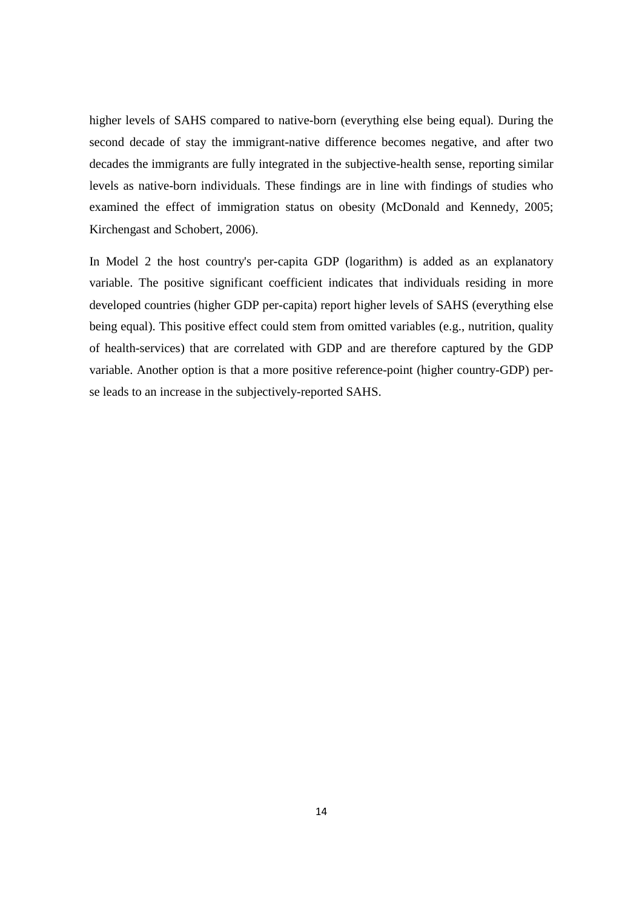higher levels of SAHS compared to native-born (everything else being equal). During the second decade of stay the immigrant-native difference becomes negative, and after two decades the immigrants are fully integrated in the subjective-health sense, reporting similar levels as native-born individuals. These findings are in line with findings of studies who examined the effect of immigration status on obesity (McDonald and Kennedy, 2005; Kirchengast and Schobert, 2006).

In Model 2 the host country's per-capita GDP (logarithm) is added as an explanatory variable. The positive significant coefficient indicates that individuals residing in more developed countries (higher GDP per-capita) report higher levels of SAHS (everything else being equal). This positive effect could stem from omitted variables (e.g., nutrition, quality of health-services) that are correlated with GDP and are therefore captured by the GDP variable. Another option is that a more positive reference-point (higher country-GDP) per-se leads to an increase in the subjectively-reported SAHS.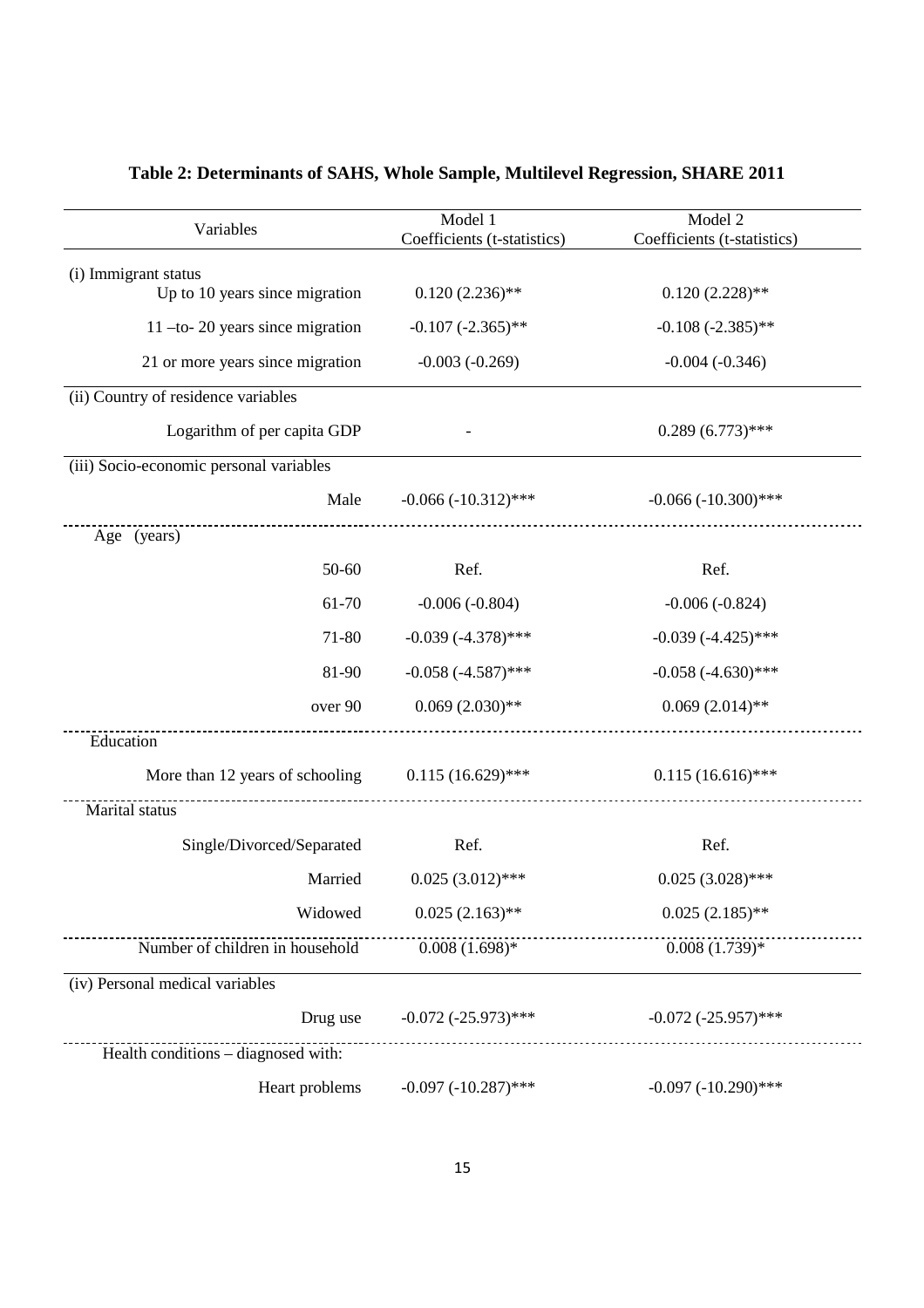**Table 2: Determinants of SAHS, Whole Sample, Multilevel Regression, SHARE 2011**

| Variables | Model 1<br>Coefficients (t-statistics) | Model 2<br>Coefficients (t-statistics) |
|---|---|---|
| (i) Immigrant status | | |
| Up to 10 years since migration | 0.120 (2.236)** | 0.120 (2.228)** |
| 11 –to- 20 years since migration | -0.107 (-2.365)** | -0.108 (-2.385)** |
| 21 or more years since migration | -0.003 (-0.269) | -0.004 (-0.346) |
| (ii) Country of residence variables | | |
| Logarithm of per capita GDP | - | 0.289 (6.773)*** |
| (iii) Socio-economic personal variables | | |
| Male | -0.066 (-10.312)*** | -0.066 (-10.300)*** |
| Age (years) | | |
| 50-60 | Ref. | Ref. |
| 61-70 | -0.006 (-0.804) | -0.006 (-0.824) |
| 71-80 | -0.039 (-4.378)*** | -0.039 (-4.425)*** |
| 81-90 | -0.058 (-4.587)*** | -0.058 (-4.630)*** |
| over 90 | 0.069 (2.030)** | 0.069 (2.014)** |
| Education | | |
| More than 12 years of schooling | 0.115 (16.629)*** | 0.115 (16.616)*** |
| Marital status | | |
| Single/Divorced/Separated | Ref. | Ref. |
| Married | 0.025 (3.012)*** | 0.025 (3.028)*** |
| Widowed | 0.025 (2.163)** | 0.025 (2.185)** |
| Number of children in household | 0.008 (1.698)* | 0.008 (1.739)* |
| (iv) Personal medical variables | | |
| Drug use | -0.072 (-25.973)*** | -0.072 (-25.957)*** |
| Health conditions – diagnosed with: | | |
| Heart problems | -0.097 (-10.287)*** | -0.097 (-10.290)*** |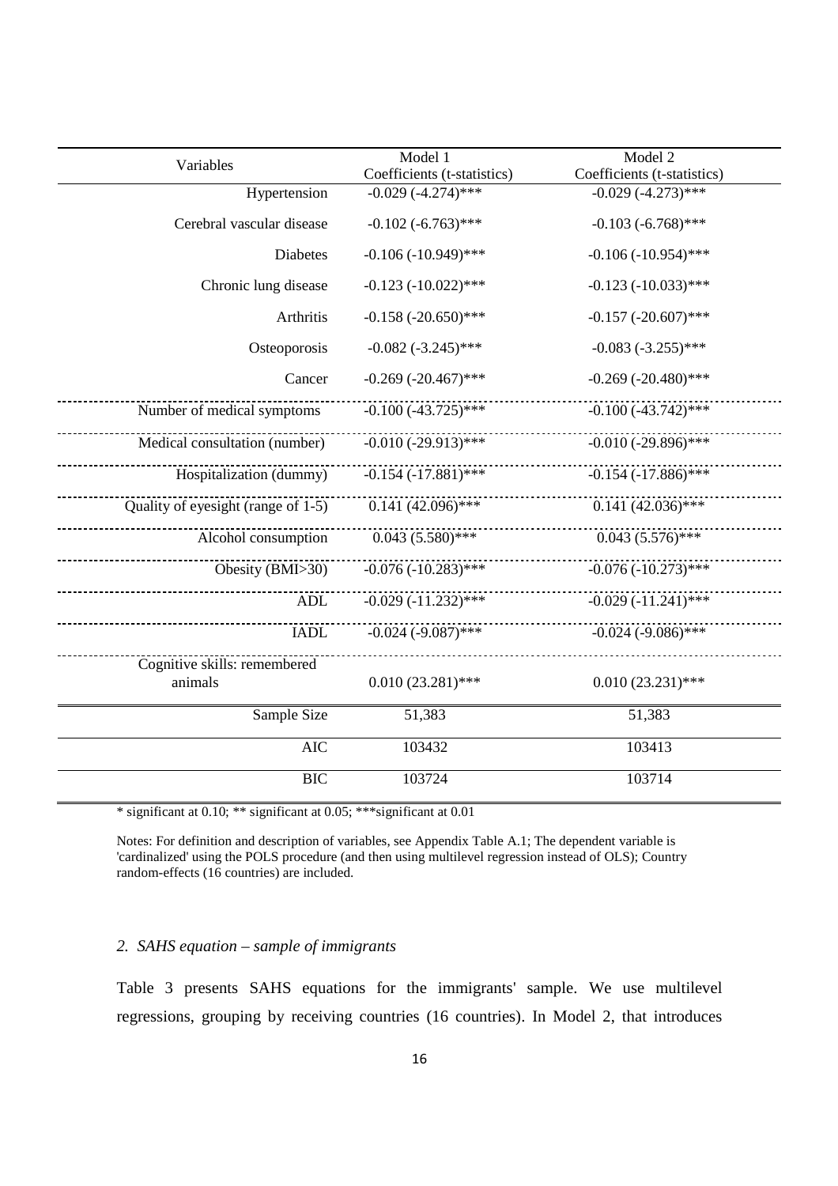| Variables | Model 1 Coefficients (t-statistics) | Model 2 Coefficients (t-statistics) |
|---|---|---|
| Hypertension | -0.029 (-4.274)*** | -0.029 (-4.273)*** |
| Cerebral vascular disease | -0.102 (-6.763)*** | -0.103 (-6.768)*** |
| Diabetes | -0.106 (-10.949)*** | -0.106 (-10.954)*** |
| Chronic lung disease | -0.123 (-10.022)*** | -0.123 (-10.033)*** |
| Arthritis | -0.158 (-20.650)*** | -0.157 (-20.607)*** |
| Osteoporosis | -0.082 (-3.245)*** | -0.083 (-3.255)*** |
| Cancer | -0.269 (-20.467)*** | -0.269 (-20.480)*** |
| Number of medical symptoms | -0.100 (-43.725)*** | -0.100 (-43.742)*** |
| Medical consultation (number) | -0.010 (-29.913)*** | -0.010 (-29.896)*** |
| Hospitalization (dummy) | -0.154 (-17.881)*** | -0.154 (-17.886)*** |
| Quality of eyesight (range of 1-5) | 0.141 (42.096)*** | 0.141 (42.036)*** |
| Alcohol consumption | 0.043 (5.580)*** | 0.043 (5.576)*** |
| Obesity (BMI>30) | -0.076 (-10.283)*** | -0.076 (-10.273)*** |
| ADL | -0.029 (-11.232)*** | -0.029 (-11.241)*** |
| IADL | -0.024 (-9.087)*** | -0.024 (-9.086)*** |
| Cognitive skills: remembered animals | 0.010 (23.281)*** | 0.010 (23.231)*** |
| Sample Size | 51,383 | 51,383 |
| AIC | 103432 | 103413 |
| BIC | 103724 | 103714 |

* significant at 0.10; ** significant at 0.05; ***significant at 0.01

Notes: For definition and description of variables, see Appendix Table A.1; The dependent variable is 'cardinalized' using the POLS procedure (and then using multilevel regression instead of OLS); Country random-effects (16 countries) are included.

### 2. *SAHS equation – sample of immigrants*

Table 3 presents SAHS equations for the immigrants' sample. We use multilevel regressions, grouping by receiving countries (16 countries). In Model 2, that introduces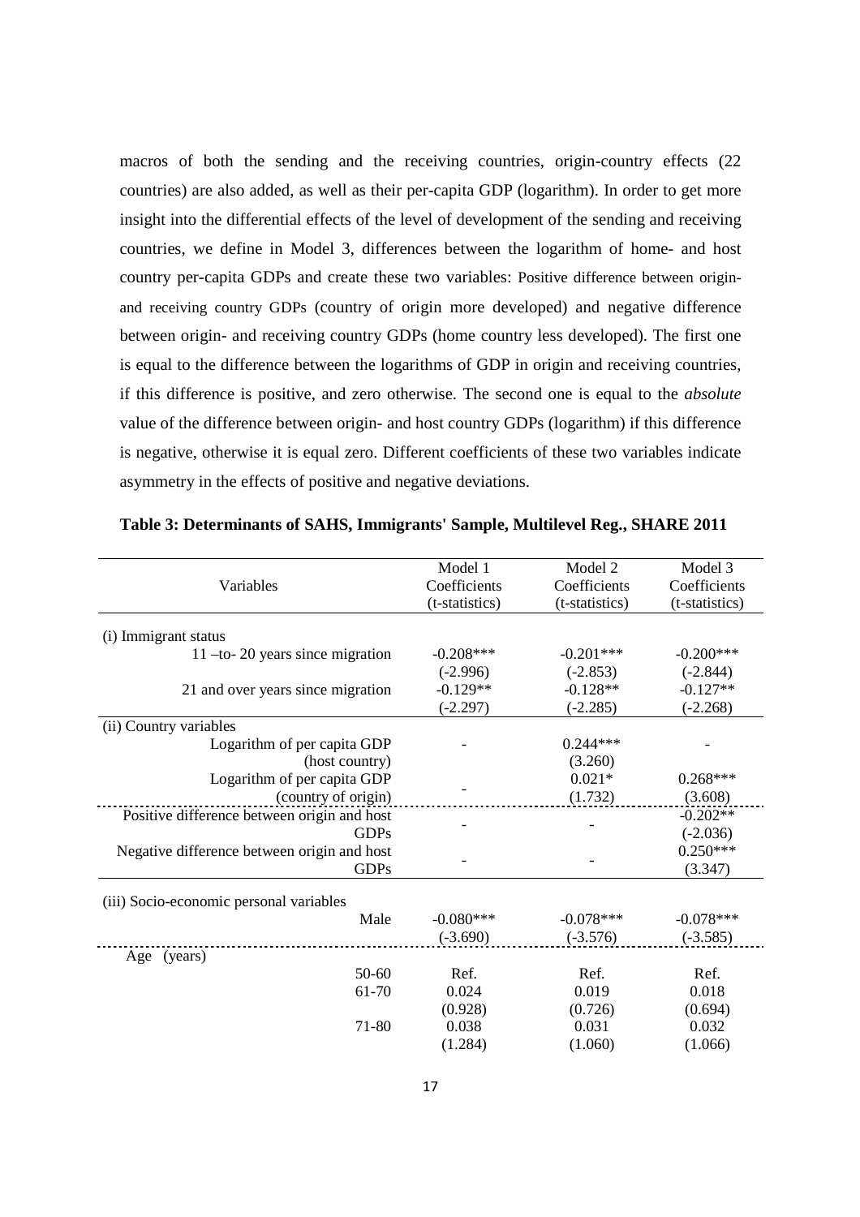macros of both the sending and the receiving countries, origin-country effects (22 countries) are also added, as well as their per-capita GDP (logarithm). In order to get more insight into the differential effects of the level of development of the sending and receiving countries, we define in Model 3, differences between the logarithm of home- and host country per-capita GDPs and create these two variables: Positive difference between origin- and receiving country GDPs (country of origin more developed) and negative difference between origin- and receiving country GDPs (home country less developed). The first one is equal to the difference between the logarithms of GDP in origin and receiving countries, if this difference is positive, and zero otherwise. The second one is equal to the *absolute* value of the difference between origin- and host country GDPs (logarithm) if this difference is negative, otherwise it is equal zero. Different coefficients of these two variables indicate asymmetry in the effects of positive and negative deviations.

**Table 3: Determinants of SAHS, Immigrants' Sample, Multilevel Reg., SHARE 2011**

| Variables | Model 1 Coefficients (t-statistics) | Model 2 Coefficients (t-statistics) | Model 3 Coefficients (t-statistics) |
|---|---|---|---|
| (i) Immigrant status | | | |
| 11 –to- 20 years since migration | -0.208*** | -0.201*** | -0.200*** |
| | (-2.996) | (-2.853) | (-2.844) |
| 21 and over years since migration | -0.129** | -0.128** | -0.127** |
| | (-2.297) | (-2.285) | (-2.268) |
| (ii) Country variables | | | |
| Logarithm of per capita GDP (host country) | - | 0.244*** | - |
| | | (3.260) | |
| Logarithm of per capita GDP (country of origin) | - | 0.021* | 0.268*** |
| | | (1.732) | (3.608) |
| Positive difference between origin and host GDPs | - | - | -0.202** |
| | | | (-2.036) |
| Negative difference between origin and host GDPs | - | - | 0.250*** |
| | | | (3.347) |
| (iii) Socio-economic personal variables | | | |
| Male | -0.080*** | -0.078*** | -0.078*** |
| | (-3.690) | (-3.576) | (-3.585) |
| Age (years) | | | |
| 50-60 | Ref. | Ref. | Ref. |
| 61-70 | 0.024 | 0.019 | 0.018 |
| | (0.928) | (0.726) | (0.694) |
| 71-80 | 0.038 | 0.031 | 0.032 |
| | (1.284) | (1.060) | (1.066) |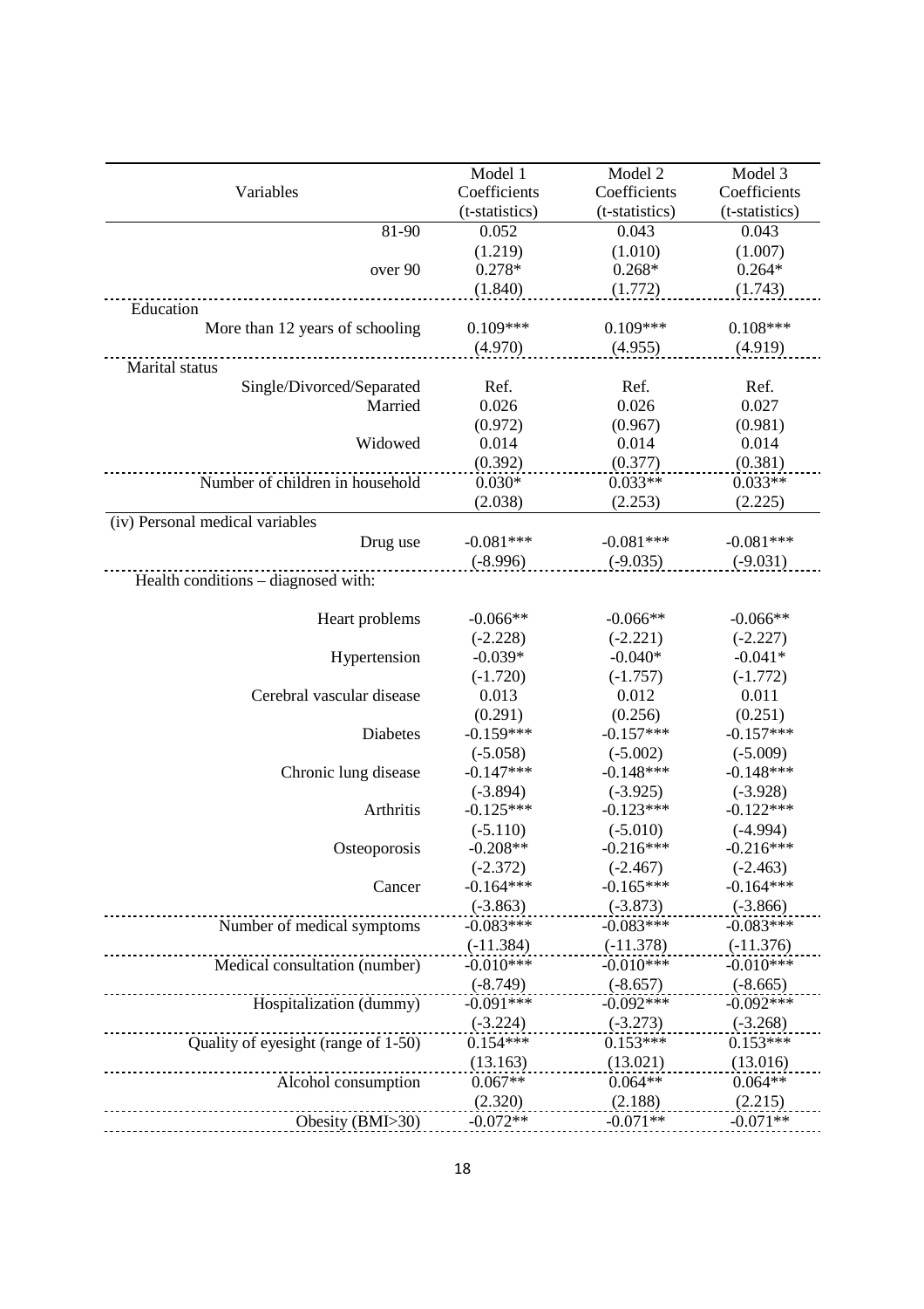| Variables | Model 1 Coefficients (t-statistics) | Model 2 Coefficients (t-statistics) | Model 3 Coefficients (t-statistics) |
|---|---|---|---|
| 81-90 | 0.052 | 0.043 | 0.043 |
| | (1.219) | (1.010) | (1.007) |
| over 90 | 0.278* | 0.268* | 0.264* |
| | (1.840) | (1.772) | (1.743) |
| Education | | | |
| More than 12 years of schooling | 0.109*** | 0.109*** | 0.108*** |
| | (4.970) | (4.955) | (4.919) |
| Marital status | | | |
| Single/Divorced/Separated | Ref. | Ref. | Ref. |
| Married | 0.026 | 0.026 | 0.027 |
| | (0.972) | (0.967) | (0.981) |
| Widowed | 0.014 | 0.014 | 0.014 |
| | (0.392) | (0.377) | (0.381) |
| Number of children in household | 0.030* | 0.033** | 0.033** |
| | (2.038) | (2.253) | (2.225) |
| (iv) Personal medical variables | | | |
| Drug use | -0.081*** | -0.081*** | -0.081*** |
| | (-8.996) | (-9.035) | (-9.031) |
| Health conditions – diagnosed with: | | | |
| Heart problems | -0.066** | -0.066** | -0.066** |
| | (-2.228) | (-2.221) | (-2.227) |
| Hypertension | -0.039* | -0.040* | -0.041* |
| | (-1.720) | (-1.757) | (-1.772) |
| Cerebral vascular disease | 0.013 | 0.012 | 0.011 |
| | (0.291) | (0.256) | (0.251) |
| Diabetes | -0.159*** | -0.157*** | -0.157*** |
| | (-5.058) | (-5.002) | (-5.009) |
| Chronic lung disease | -0.147*** | -0.148*** | -0.148*** |
| | (-3.894) | (-3.925) | (-3.928) |
| Arthritis | -0.125*** | -0.123*** | -0.122*** |
| | (-5.110) | (-5.010) | (-4.994) |
| Osteoporosis | -0.208** | -0.216*** | -0.216*** |
| | (-2.372) | (-2.467) | (-2.463) |
| Cancer | -0.164*** | -0.165*** | -0.164*** |
| | (-3.863) | (-3.873) | (-3.866) |
| Number of medical symptoms | -0.083*** | -0.083*** | -0.083*** |
| | (-11.384) | (-11.378) | (-11.376) |
| Medical consultation (number) | -0.010*** | -0.010*** | -0.010*** |
| | (-8.749) | (-8.657) | (-8.665) |
| Hospitalization (dummy) | -0.091*** | -0.092*** | -0.092*** |
| | (-3.224) | (-3.273) | (-3.268) |
| Quality of eyesight (range of 1-50) | 0.154*** | 0.153*** | 0.153*** |
| | (13.163) | (13.021) | (13.016) |
| Alcohol consumption | 0.067** | 0.064** | 0.064** |
| | (2.320) | (2.188) | (2.215) |
| Obesity (BMI>30) | -0.072** | -0.071** | -0.071** |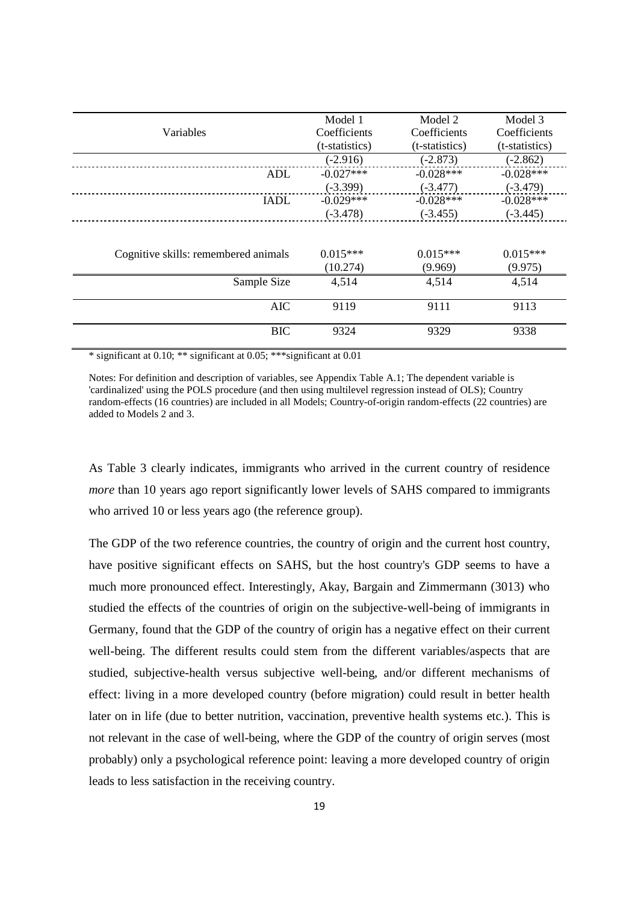| Variables | Model 1 Coefficients (t-statistics) | Model 2 Coefficients (t-statistics) | Model 3 Coefficients (t-statistics) |
|---|---|---|---|
| | (-2.916) | (-2.873) | (-2.862) |
| ADL | -0.027*** | -0.028*** | -0.028*** |
| | (-3.399) | (-3.477) | (-3.479) |
| IADL | -0.029*** | -0.028*** | -0.028*** |
| | (-3.478) | (-3.455) | (-3.445) |
| Cognitive skills: remembered animals | 0.015*** | 0.015*** | 0.015*** |
| | (10.274) | (9.969) | (9.975) |
| Sample Size | 4,514 | 4,514 | 4,514 |
| AIC | 9119 | 9111 | 9113 |
| BIC | 9324 | 9329 | 9338 |

* significant at 0.10; ** significant at 0.05; ***significant at 0.01

Notes: For definition and description of variables, see Appendix Table A.1; The dependent variable is 'cardinalized' using the POLS procedure (and then using multilevel regression instead of OLS); Country random-effects (16 countries) are included in all Models; Country-of-origin random-effects (22 countries) are added to Models 2 and 3.

As Table 3 clearly indicates, immigrants who arrived in the current country of residence *more* than 10 years ago report significantly lower levels of SAHS compared to immigrants who arrived 10 or less years ago (the reference group).

The GDP of the two reference countries, the country of origin and the current host country, have positive significant effects on SAHS, but the host country's GDP seems to have a much more pronounced effect. Interestingly, Akay, Bargain and Zimmermann (3013) who studied the effects of the countries of origin on the subjective-well-being of immigrants in Germany, found that the GDP of the country of origin has a negative effect on their current well-being. The different results could stem from the different variables/aspects that are studied, subjective-health versus subjective well-being, and/or different mechanisms of effect: living in a more developed country (before migration) could result in better health later on in life (due to better nutrition, vaccination, preventive health systems etc.). This is not relevant in the case of well-being, where the GDP of the country of origin serves (most probably) only a psychological reference point: leaving a more developed country of origin leads to less satisfaction in the receiving country.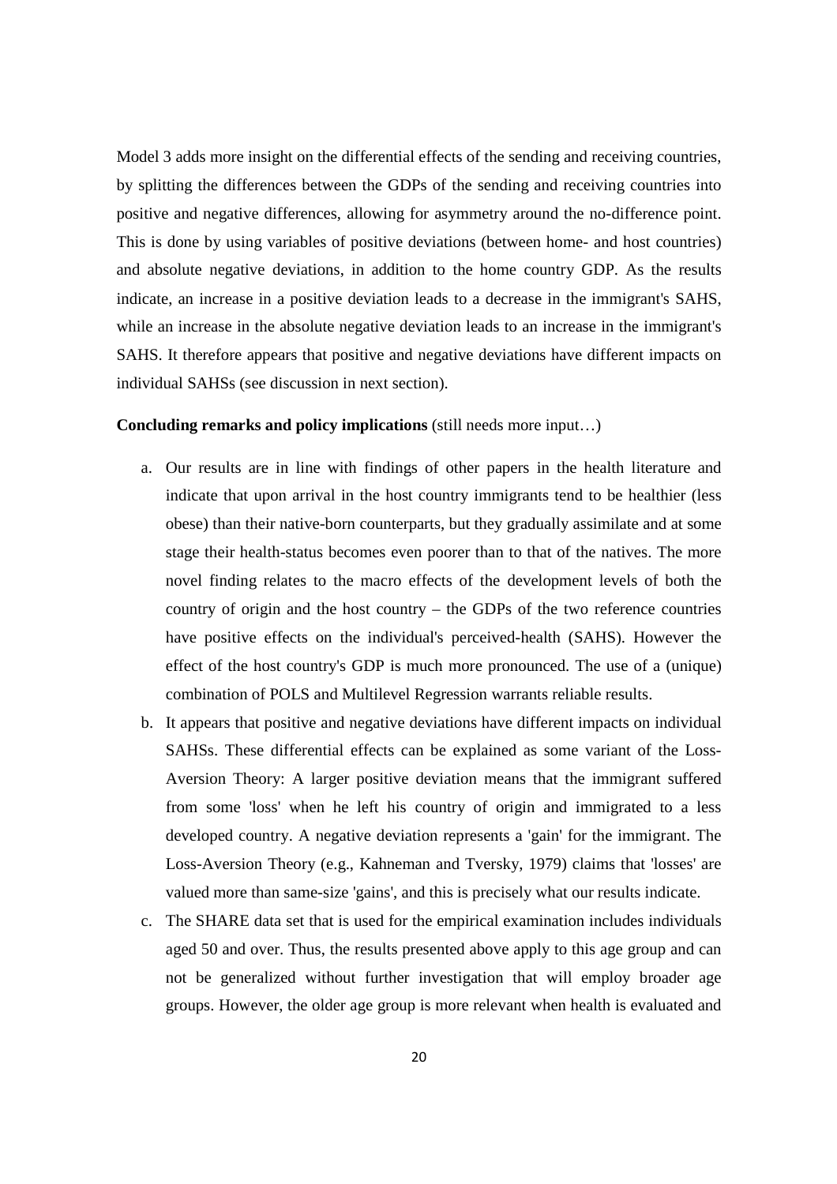Model 3 adds more insight on the differential effects of the sending and receiving countries, by splitting the differences between the GDPs of the sending and receiving countries into positive and negative differences, allowing for asymmetry around the no-difference point. This is done by using variables of positive deviations (between home- and host countries) and absolute negative deviations, in addition to the home country GDP. As the results indicate, an increase in a positive deviation leads to a decrease in the immigrant's SAHS, while an increase in the absolute negative deviation leads to an increase in the immigrant's SAHS. It therefore appears that positive and negative deviations have different impacts on individual SAHSs (see discussion in next section).

**Concluding remarks and policy implications** (still needs more input…)

a. Our results are in line with findings of other papers in the health literature and indicate that upon arrival in the host country immigrants tend to be healthier (less obese) than their native-born counterparts, but they gradually assimilate and at some stage their health-status becomes even poorer than to that of the natives. The more novel finding relates to the macro effects of the development levels of both the country of origin and the host country – the GDPs of the two reference countries have positive effects on the individual's perceived-health (SAHS). However the effect of the host country's GDP is much more pronounced. The use of a (unique) combination of POLS and Multilevel Regression warrants reliable results.

b. It appears that positive and negative deviations have different impacts on individual SAHSs. These differential effects can be explained as some variant of the Loss-Aversion Theory: A larger positive deviation means that the immigrant suffered from some 'loss' when he left his country of origin and immigrated to a less developed country. A negative deviation represents a 'gain' for the immigrant. The Loss-Aversion Theory (e.g., Kahneman and Tversky, 1979) claims that 'losses' are valued more than same-size 'gains', and this is precisely what our results indicate.

c. The SHARE data set that is used for the empirical examination includes individuals aged 50 and over. Thus, the results presented above apply to this age group and can not be generalized without further investigation that will employ broader age groups. However, the older age group is more relevant when health is evaluated and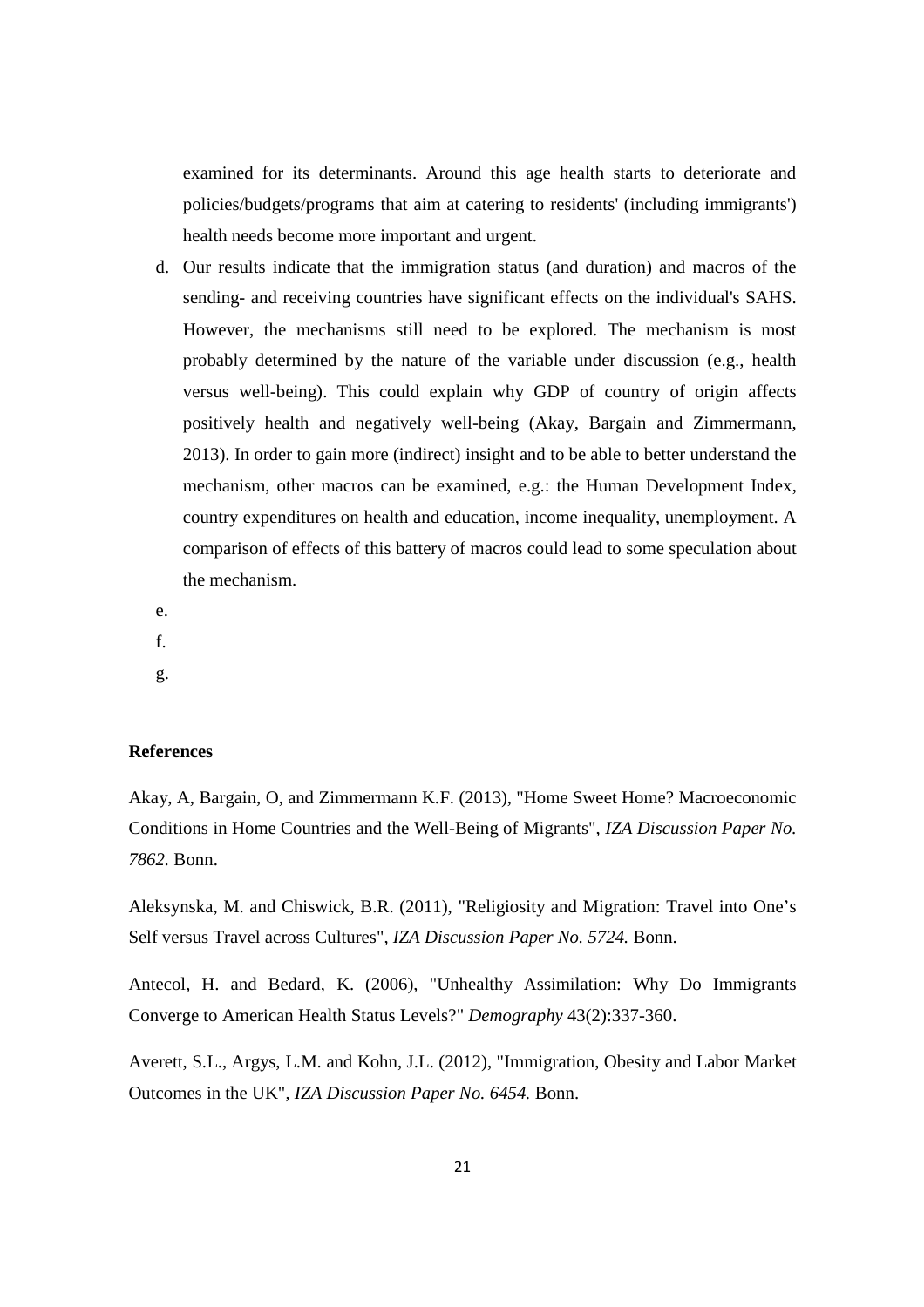examined for its determinants. Around this age health starts to deteriorate and policies/budgets/programs that aim at catering to residents' (including immigrants') health needs become more important and urgent.

d. Our results indicate that the immigration status (and duration) and macros of the sending- and receiving countries have significant effects on the individual's SAHS. However, the mechanisms still need to be explored. The mechanism is most probably determined by the nature of the variable under discussion (e.g., health versus well-being). This could explain why GDP of country of origin affects positively health and negatively well-being (Akay, Bargain and Zimmermann, 2013). In order to gain more (indirect) insight and to be able to better understand the mechanism, other macros can be examined, e.g.: the Human Development Index, country expenditures on health and education, income inequality, unemployment. A comparison of effects of this battery of macros could lead to some speculation about the mechanism.

e.

f.

g.

**References**

Akay, A, Bargain, O, and Zimmermann K.F. (2013), "Home Sweet Home? Macroeconomic Conditions in Home Countries and the Well-Being of Migrants", *IZA Discussion Paper No. 7862.* Bonn.

Aleksynska, M. and Chiswick, B.R. (2011), "Religiosity and Migration: Travel into One's Self versus Travel across Cultures", *IZA Discussion Paper No. 5724.* Bonn.

Antecol, H. and Bedard, K. (2006), "Unhealthy Assimilation: Why Do Immigrants Converge to American Health Status Levels?" *Demography* 43(2):337-360.

Averett, S.L., Argys, L.M. and Kohn, J.L. (2012), "Immigration, Obesity and Labor Market Outcomes in the UK", *IZA Discussion Paper No. 6454.* Bonn.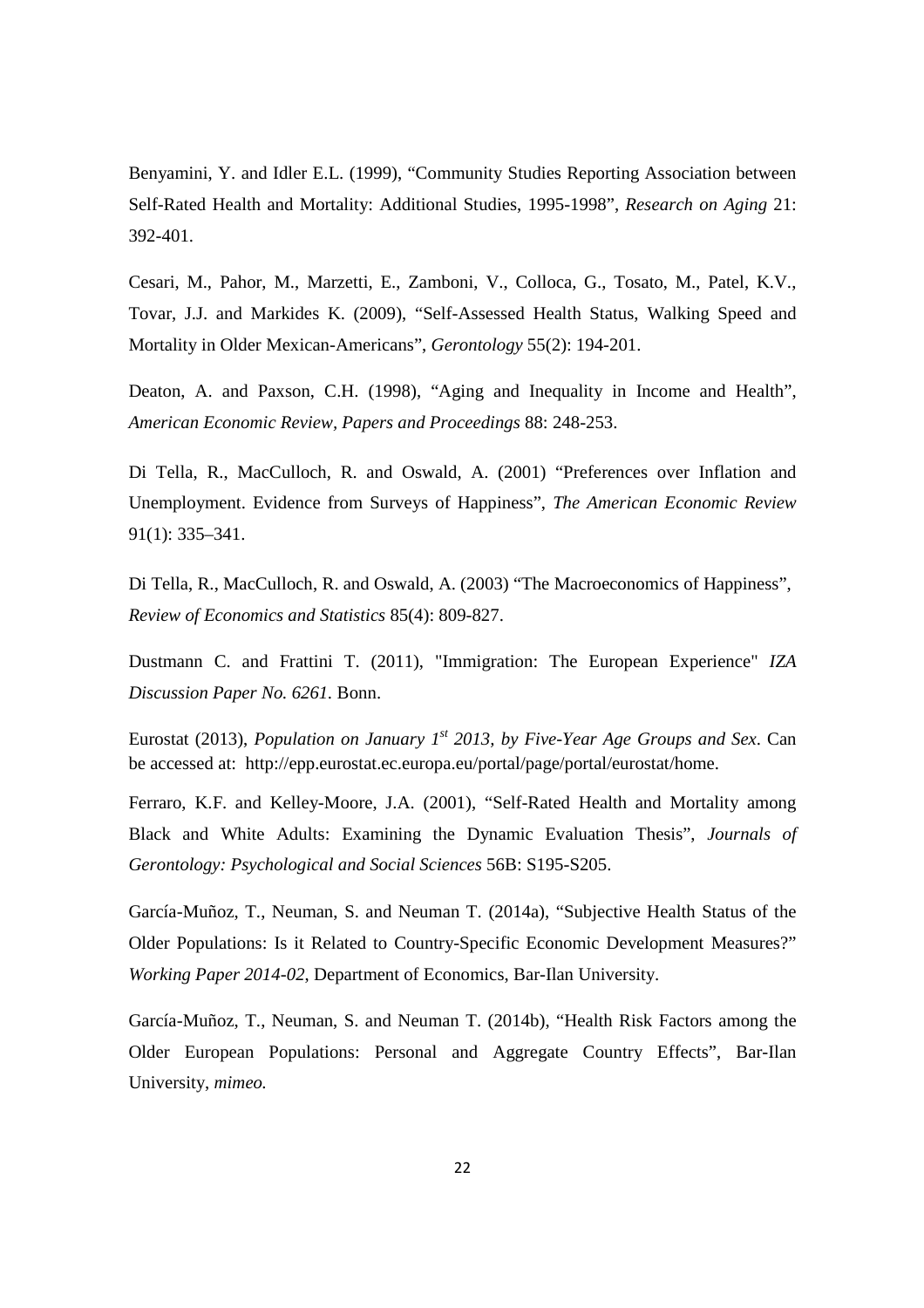Benyamini, Y. and Idler E.L. (1999), "Community Studies Reporting Association between Self-Rated Health and Mortality: Additional Studies, 1995-1998", *Research on Aging* 21: 392-401.

Cesari, M., Pahor, M., Marzetti, E., Zamboni, V., Colloca, G., Tosato, M., Patel, K.V., Tovar, J.J. and Markides K. (2009), "Self-Assessed Health Status, Walking Speed and Mortality in Older Mexican-Americans", *Gerontology* 55(2): 194-201.

Deaton, A. and Paxson, C.H. (1998), "Aging and Inequality in Income and Health", *American Economic Review, Papers and Proceedings* 88: 248-253.

Di Tella, R., MacCulloch, R. and Oswald, A. (2001) "Preferences over Inflation and Unemployment. Evidence from Surveys of Happiness", *The American Economic Review* 91(1): 335–341.

Di Tella, R., MacCulloch, R. and Oswald, A. (2003) "The Macroeconomics of Happiness", *Review of Economics and Statistics* 85(4): 809-827.

Dustmann C. and Frattini T. (2011), "Immigration: The European Experience" *IZA Discussion Paper No. 6261*. Bonn.

Eurostat (2013), *Population on January 1st 2013, by Five-Year Age Groups and Sex*. Can be accessed at: http://epp.eurostat.ec.europa.eu/portal/page/portal/eurostat/home.

Ferraro, K.F. and Kelley-Moore, J.A. (2001), "Self-Rated Health and Mortality among Black and White Adults: Examining the Dynamic Evaluation Thesis", *Journals of Gerontology: Psychological and Social Sciences* 56B: S195-S205.

García-Muñoz, T., Neuman, S. and Neuman T. (2014a), "Subjective Health Status of the Older Populations: Is it Related to Country-Specific Economic Development Measures?" *Working Paper 2014-02*, Department of Economics, Bar-Ilan University.

García-Muñoz, T., Neuman, S. and Neuman T. (2014b), "Health Risk Factors among the Older European Populations: Personal and Aggregate Country Effects", Bar-Ilan University, *mimeo.*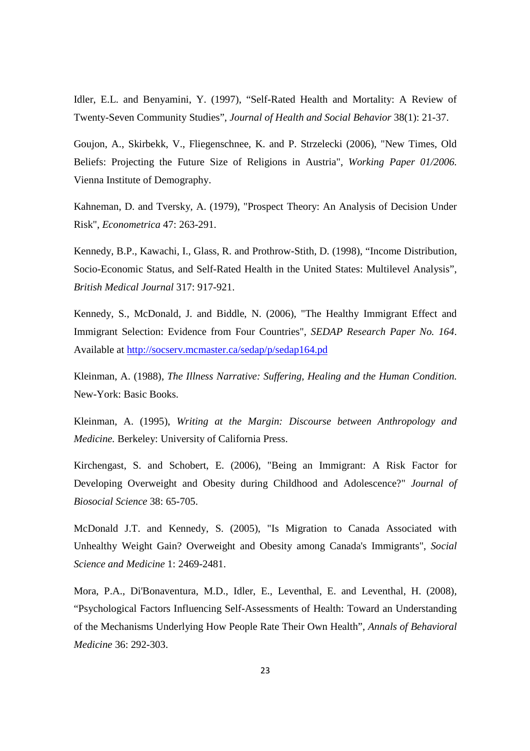Idler, E.L. and Benyamini, Y. (1997), “Self-Rated Health and Mortality: A Review of Twenty-Seven Community Studies”, *Journal of Health and Social Behavior* 38(1): 21-37.

Goujon, A., Skirbekk, V., Fliegenschnee, K. and P. Strzelecki (2006), "New Times, Old Beliefs: Projecting the Future Size of Religions in Austria", *Working Paper 01/2006.* Vienna Institute of Demography.

Kahneman, D. and Tversky, A. (1979), "Prospect Theory: An Analysis of Decision Under Risk", *Econometrica* 47: 263-291.

Kennedy, B.P., Kawachi, I., Glass, R. and Prothrow-Stith, D. (1998), “Income Distribution, Socio-Economic Status, and Self-Rated Health in the United States: Multilevel Analysis”, *British Medical Journal* 317: 917-921.

Kennedy, S., McDonald, J. and Biddle, N. (2006), "The Healthy Immigrant Effect and Immigrant Selection: Evidence from Four Countries", *SEDAP Research Paper No. 164*. Available at [http://socserv.mcmaster.ca/sedap/p/sedap164.pd](http://socserv.mcmaster.ca/sedap/p/sedap164.pd)

Kleinman, A. (1988), *The Illness Narrative: Suffering, Healing and the Human Condition.* New-York: Basic Books.

Kleinman, A. (1995), *Writing at the Margin: Discourse between Anthropology and Medicine.* Berkeley: University of California Press.

Kirchengast, S. and Schobert, E. (2006), "Being an Immigrant: A Risk Factor for Developing Overweight and Obesity during Childhood and Adolescence?" *Journal of Biosocial Science* 38: 65-705.

McDonald J.T. and Kennedy, S. (2005), "Is Migration to Canada Associated with Unhealthy Weight Gain? Overweight and Obesity among Canada's Immigrants", *Social Science and Medicine* 1: 2469-2481.

Mora, P.A., Di'Bonaventura, M.D., Idler, E., Leventhal, E. and Leventhal, H. (2008), “Psychological Factors Influencing Self-Assessments of Health: Toward an Understanding of the Mechanisms Underlying How People Rate Their Own Health”, *Annals of Behavioral Medicine* 36: 292-303.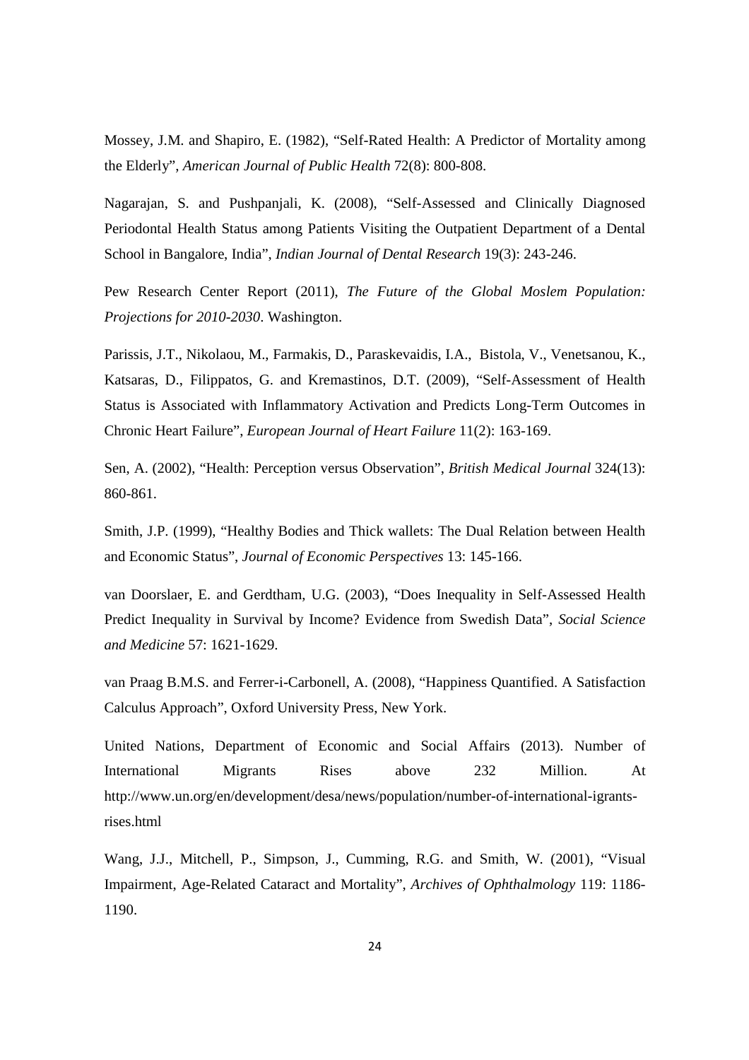Mossey, J.M. and Shapiro, E. (1982), “Self-Rated Health: A Predictor of Mortality among the Elderly”, *American Journal of Public Health* 72(8): 800-808.

Nagarajan, S. and Pushpanjali, K. (2008), “Self-Assessed and Clinically Diagnosed Periodontal Health Status among Patients Visiting the Outpatient Department of a Dental School in Bangalore, India”, *Indian Journal of Dental Research* 19(3): 243-246.

Pew Research Center Report (2011), *The Future of the Global Moslem Population: Projections for 2010-2030*. Washington.

Parissis, J.T., Nikolaou, M., Farmakis, D., Paraskevaidis, I.A., Bistola, V., Venetsanou, K., Katsaras, D., Filippatos, G. and Kremastinos, D.T. (2009), “Self-Assessment of Health Status is Associated with Inflammatory Activation and Predicts Long-Term Outcomes in Chronic Heart Failure”, *European Journal of Heart Failure* 11(2): 163-169.

Sen, A. (2002), “Health: Perception versus Observation”, *British Medical Journal* 324(13): 860-861.

Smith, J.P. (1999), “Healthy Bodies and Thick wallets: The Dual Relation between Health and Economic Status”, *Journal of Economic Perspectives* 13: 145-166.

van Doorslaer, E. and Gerdtham, U.G. (2003), “Does Inequality in Self-Assessed Health Predict Inequality in Survival by Income? Evidence from Swedish Data”, *Social Science and Medicine* 57: 1621-1629.

van Praag B.M.S. and Ferrer-i-Carbonell, A. (2008), “Happiness Quantified. A Satisfaction Calculus Approach”, Oxford University Press, New York.

United Nations, Department of Economic and Social Affairs (2013). Number of International Migrants Rises above 232 Million. At http://www.un.org/en/development/desa/news/population/number-of-international-igrants-rises.html

Wang, J.J., Mitchell, P., Simpson, J., Cumming, R.G. and Smith, W. (2001), “Visual Impairment, Age-Related Cataract and Mortality”, *Archives of Ophthalmology* 119: 1186-1190.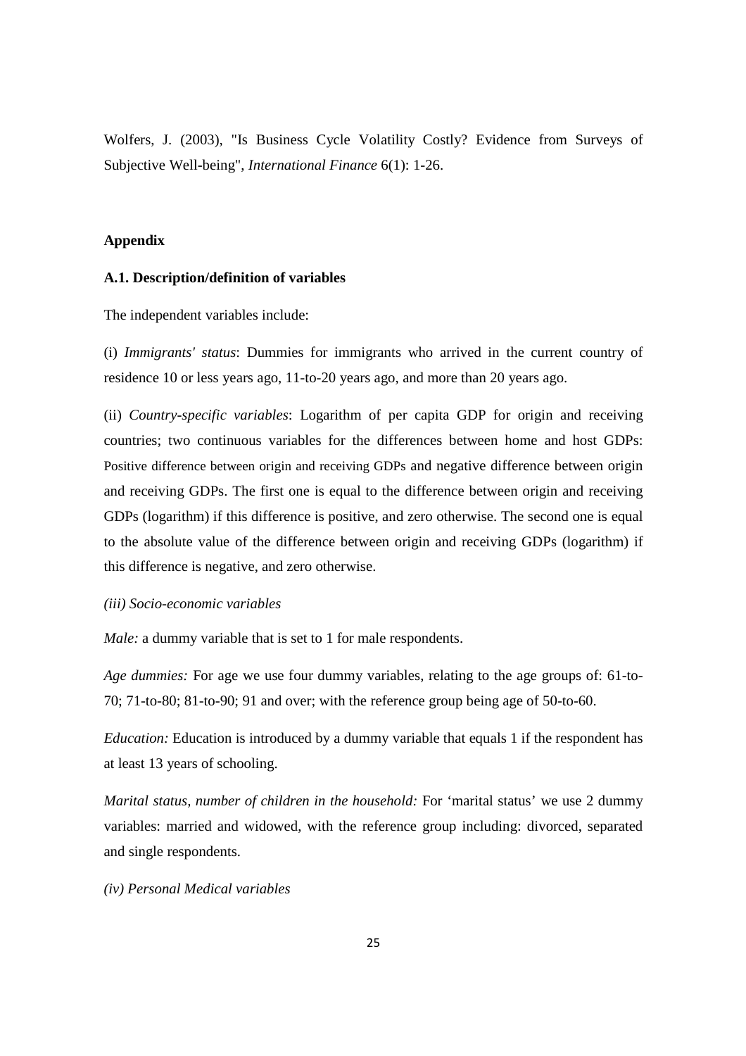Wolfers, J. (2003), "Is Business Cycle Volatility Costly? Evidence from Surveys of Subjective Well-being", *International Finance* 6(1): 1-26.

## Appendix

### A.1. Description/definition of variables

The independent variables include:

(i) *Immigrants' status*: Dummies for immigrants who arrived in the current country of residence 10 or less years ago, 11-to-20 years ago, and more than 20 years ago.

(ii) *Country-specific variables*: Logarithm of per capita GDP for origin and receiving countries; two continuous variables for the differences between home and host GDPs: Positive difference between origin and receiving GDPs and negative difference between origin and receiving GDPs. The first one is equal to the difference between origin and receiving GDPs (logarithm) if this difference is positive, and zero otherwise. The second one is equal to the absolute value of the difference between origin and receiving GDPs (logarithm) if this difference is negative, and zero otherwise.

*(iii) Socio-economic variables*

*Male:* a dummy variable that is set to 1 for male respondents.

*Age dummies:* For age we use four dummy variables, relating to the age groups of: 61-to-70; 71-to-80; 81-to-90; 91 and over; with the reference group being age of 50-to-60.

*Education:* Education is introduced by a dummy variable that equals 1 if the respondent has at least 13 years of schooling.

*Marital status, number of children in the household:* For 'marital status' we use 2 dummy variables: married and widowed, with the reference group including: divorced, separated and single respondents.

*(iv) Personal Medical variables*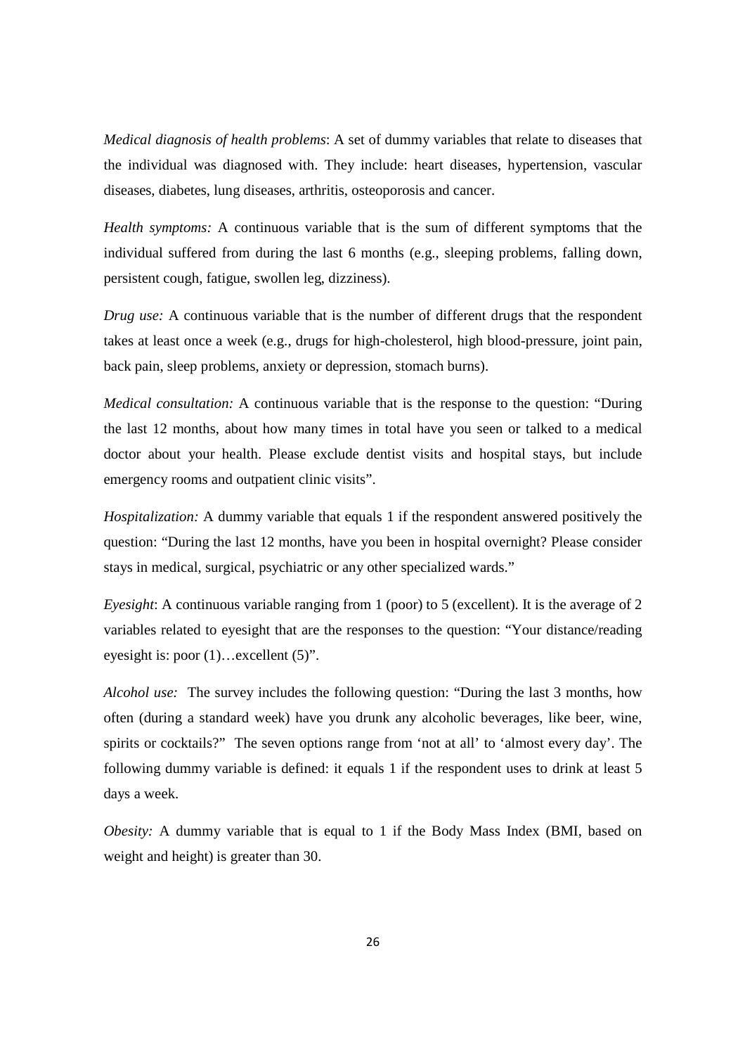*Medical diagnosis of health problems*: A set of dummy variables that relate to diseases that the individual was diagnosed with. They include: heart diseases, hypertension, vascular diseases, diabetes, lung diseases, arthritis, osteoporosis and cancer.

*Health symptoms:* A continuous variable that is the sum of different symptoms that the individual suffered from during the last 6 months (e.g., sleeping problems, falling down, persistent cough, fatigue, swollen leg, dizziness).

*Drug use:* A continuous variable that is the number of different drugs that the respondent takes at least once a week (e.g., drugs for high-cholesterol, high blood-pressure, joint pain, back pain, sleep problems, anxiety or depression, stomach burns).

*Medical consultation:* A continuous variable that is the response to the question: "During the last 12 months, about how many times in total have you seen or talked to a medical doctor about your health. Please exclude dentist visits and hospital stays, but include emergency rooms and outpatient clinic visits".

*Hospitalization:* A dummy variable that equals 1 if the respondent answered positively the question: "During the last 12 months, have you been in hospital overnight? Please consider stays in medical, surgical, psychiatric or any other specialized wards."

*Eyesight*: A continuous variable ranging from 1 (poor) to 5 (excellent). It is the average of 2 variables related to eyesight that are the responses to the question: "Your distance/reading eyesight is: poor (1)…excellent (5)".

*Alcohol use:* The survey includes the following question: "During the last 3 months, how often (during a standard week) have you drunk any alcoholic beverages, like beer, wine, spirits or cocktails?" The seven options range from 'not at all' to 'almost every day'. The following dummy variable is defined: it equals 1 if the respondent uses to drink at least 5 days a week.

*Obesity:* A dummy variable that is equal to 1 if the Body Mass Index (BMI, based on weight and height) is greater than 30.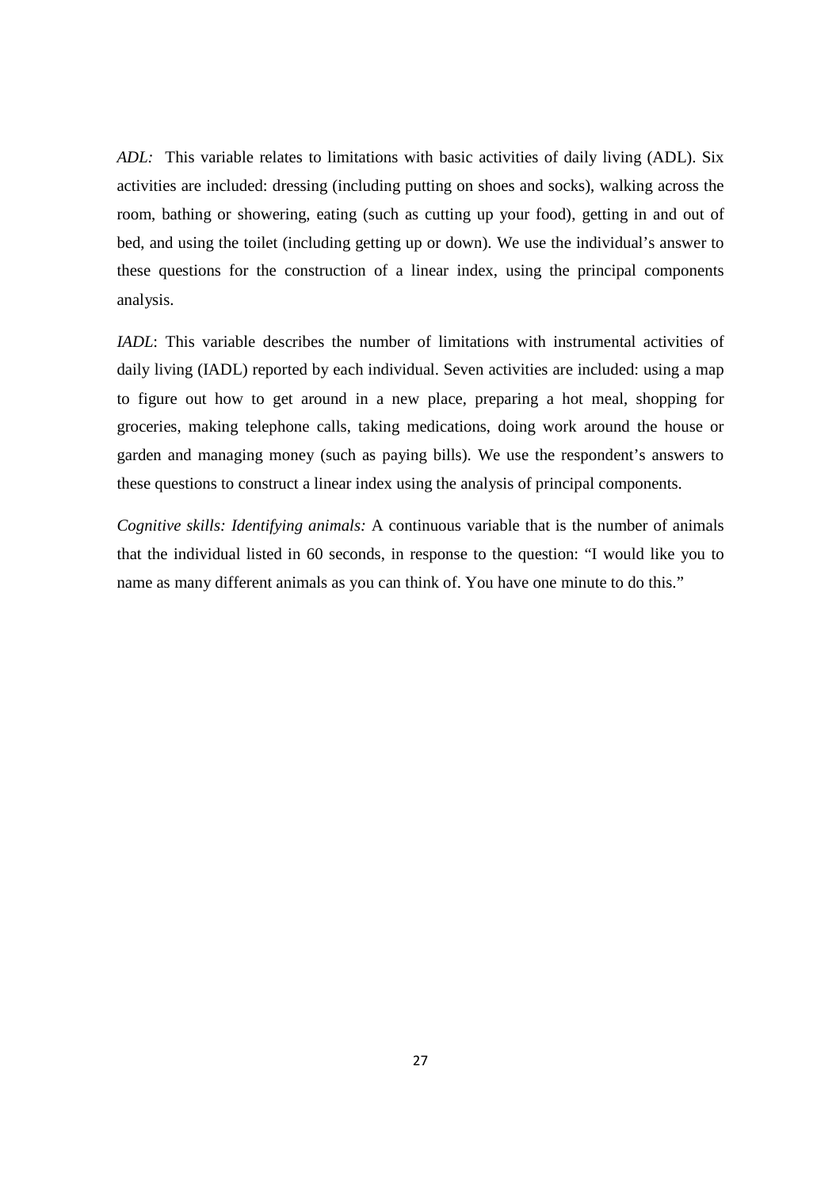*ADL:* This variable relates to limitations with basic activities of daily living (ADL). Six activities are included: dressing (including putting on shoes and socks), walking across the room, bathing or showering, eating (such as cutting up your food), getting in and out of bed, and using the toilet (including getting up or down). We use the individual's answer to these questions for the construction of a linear index, using the principal components analysis.

*IADL*: This variable describes the number of limitations with instrumental activities of daily living (IADL) reported by each individual. Seven activities are included: using a map to figure out how to get around in a new place, preparing a hot meal, shopping for groceries, making telephone calls, taking medications, doing work around the house or garden and managing money (such as paying bills). We use the respondent's answers to these questions to construct a linear index using the analysis of principal components.

*Cognitive skills: Identifying animals:* A continuous variable that is the number of animals that the individual listed in 60 seconds, in response to the question: "I would like you to name as many different animals as you can think of. You have one minute to do this."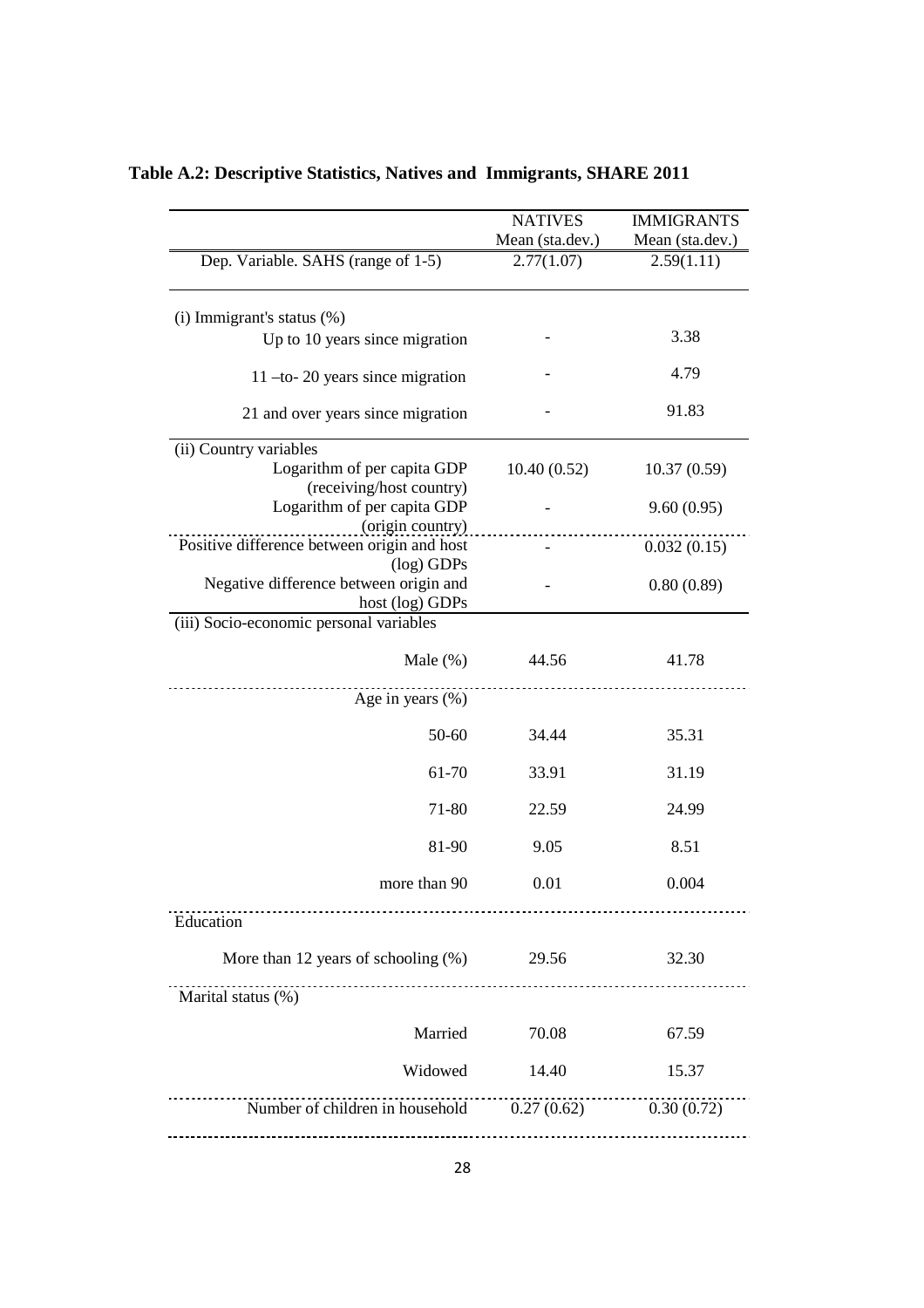**Table A.2: Descriptive Statistics, Natives and Immigrants, SHARE 2011**

| | NATIVES<br>Mean (sta.dev.) | IMMIGRANTS<br>Mean (sta.dev.) |
|---|---|---|
| Dep. Variable. SAHS (range of 1-5) | 2.77(1.07) | 2.59(1.11) |
| (i) Immigrant's status (%) | | |
| Up to 10 years since migration | - | 3.38 |
| 11 –to- 20 years since migration | - | 4.79 |
| 21 and over years since migration | - | 91.83 |
| (ii) Country variables | | |
| Logarithm of per capita GDP (receiving/host country) | 10.40 (0.52) | 10.37 (0.59) |
| Logarithm of per capita GDP (origin country) | - | 9.60 (0.95) |
| Positive difference between origin and host (log) GDPs | - | 0.032 (0.15) |
| Negative difference between origin and host (log) GDPs | - | 0.80 (0.89) |
| (iii) Socio-economic personal variables | | |
| Male (%) | 44.56 | 41.78 |
| Age in years (%) | | |
| 50-60 | 34.44 | 35.31 |
| 61-70 | 33.91 | 31.19 |
| 71-80 | 22.59 | 24.99 |
| 81-90 | 9.05 | 8.51 |
| more than 90 | 0.01 | 0.004 |
| Education | | |
| More than 12 years of schooling (%) | 29.56 | 32.30 |
| Marital status (%) | | |
| Married | 70.08 | 67.59 |
| Widowed | 14.40 | 15.37 |
| Number of children in household | 0.27 (0.62) | 0.30 (0.72) |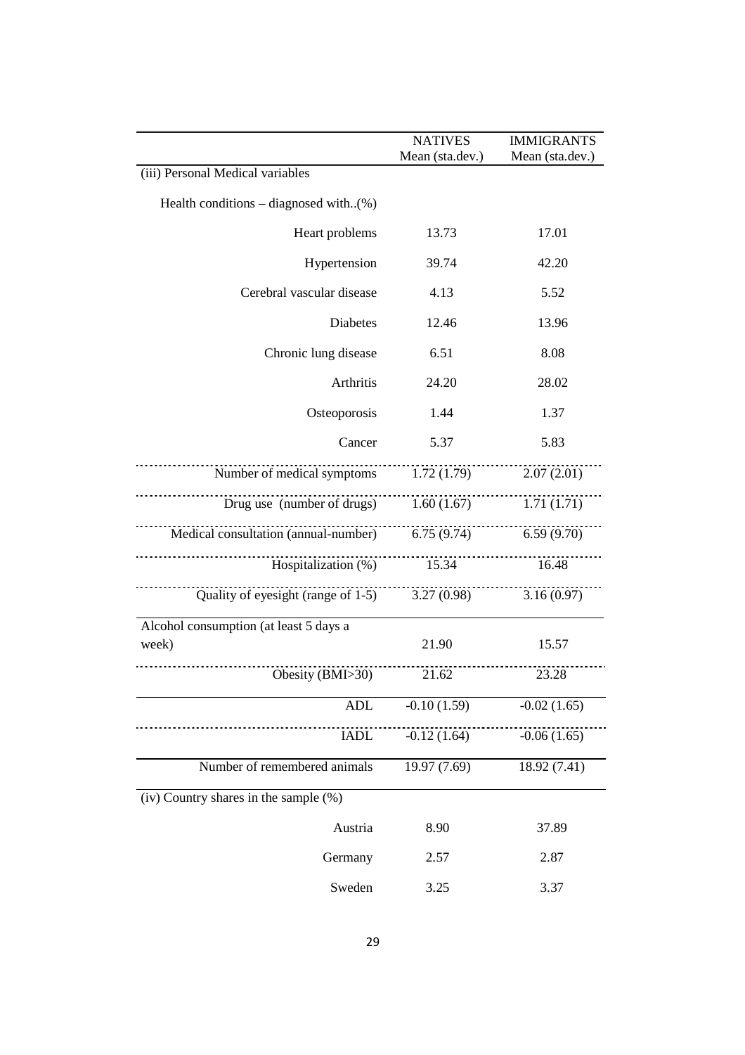| | NATIVES Mean (sta.dev.) | IMMIGRANTS Mean (sta.dev.) |
|---|---|---|
| (iii) Personal Medical variables | | |
| Health conditions – diagnosed with..(%) | | |
| Heart problems | 13.73 | 17.01 |
| Hypertension | 39.74 | 42.20 |
| Cerebral vascular disease | 4.13 | 5.52 |
| Diabetes | 12.46 | 13.96 |
| Chronic lung disease | 6.51 | 8.08 |
| Arthritis | 24.20 | 28.02 |
| Osteoporosis | 1.44 | 1.37 |
| Cancer | 5.37 | 5.83 |
| Number of medical symptoms | 1.72 (1.79) | 2.07 (2.01) |
| Drug use (number of drugs) | 1.60 (1.67) | 1.71 (1.71) |
| Medical consultation (annual-number) | 6.75 (9.74) | 6.59 (9.70) |
| Hospitalization (%) | 15.34 | 16.48 |
| Quality of eyesight (range of 1-5) | 3.27 (0.98) | 3.16 (0.97) |
| Alcohol consumption (at least 5 days a week) | 21.90 | 15.57 |
| Obesity (BMI>30) | 21.62 | 23.28 |
| ADL | -0.10 (1.59) | -0.02 (1.65) |
| IADL | -0.12 (1.64) | -0.06 (1.65) |
| Number of remembered animals | 19.97 (7.69) | 18.92 (7.41) |
| (iv) Country shares in the sample (%) | | |
| Austria | 8.90 | 37.89 |
| Germany | 2.57 | 2.87 |
| Sweden | 3.25 | 3.37 |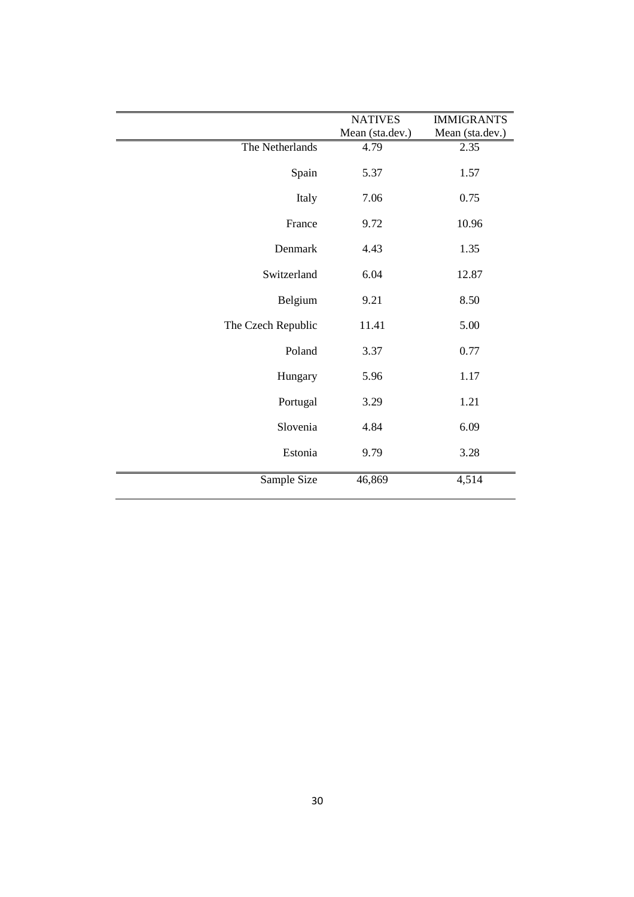| | NATIVES<br>Mean (sta.dev.) | IMMIGRANTS<br>Mean (sta.dev.) |
|---|---|---|
| The Netherlands | 4.79 | 2.35 |
| Spain | 5.37 | 1.57 |
| Italy | 7.06 | 0.75 |
| France | 9.72 | 10.96 |
| Denmark | 4.43 | 1.35 |
| Switzerland | 6.04 | 12.87 |
| Belgium | 9.21 | 8.50 |
| The Czech Republic | 11.41 | 5.00 |
| Poland | 3.37 | 0.77 |
| Hungary | 5.96 | 1.17 |
| Portugal | 3.29 | 1.21 |
| Slovenia | 4.84 | 6.09 |
| Estonia | 9.79 | 3.28 |
| Sample Size | 46,869 | 4,514 |